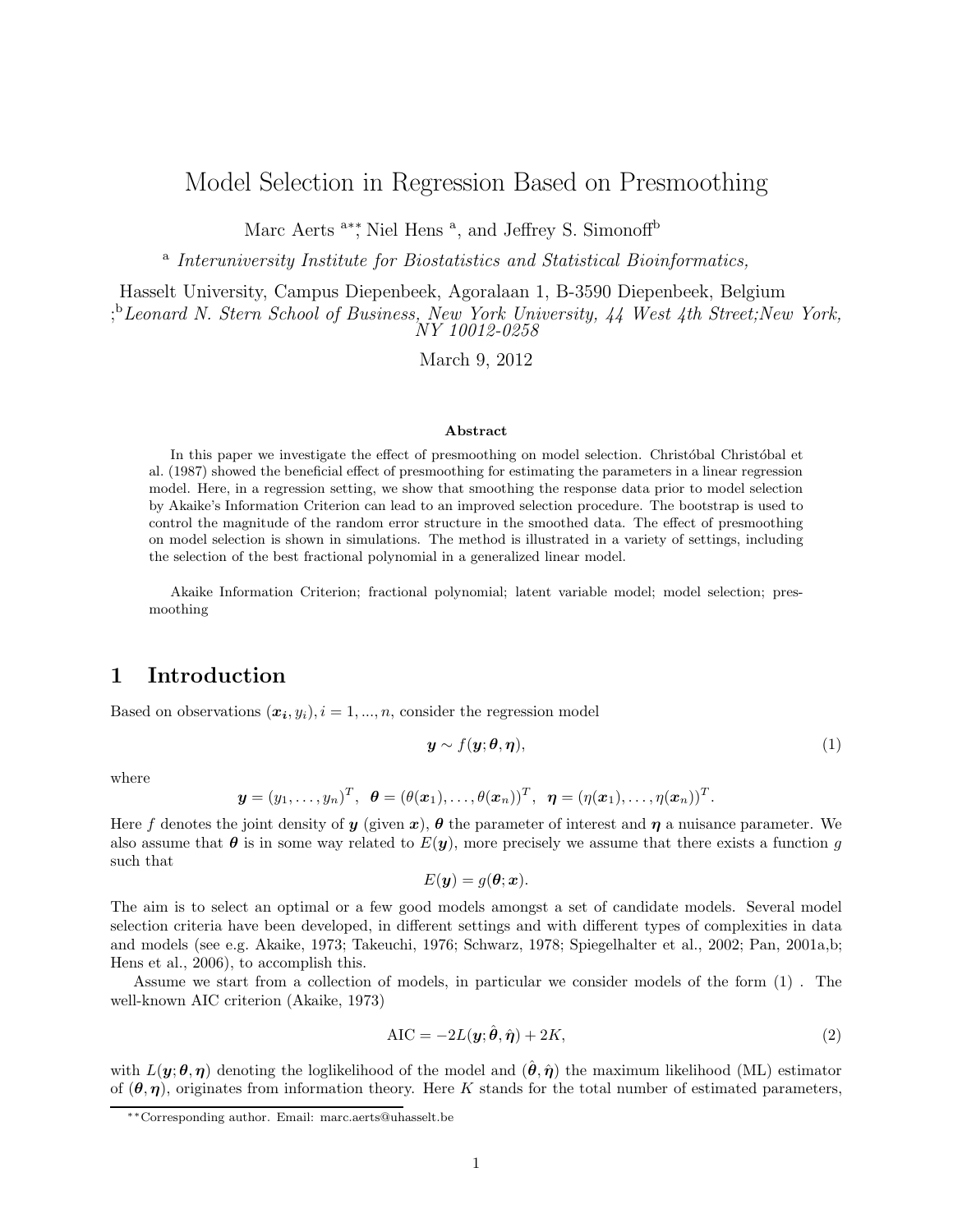# Model Selection in Regression Based on Presmoothing

Marc Aerts [a**], Niel Hens [a], and Jeffrey S. Simonoff[b]

[a] *Interuniversity Institute for Biostatistics and Statistical Bioinformatics,*

Hasselt University, Campus Diepenbeek, Agoralaan 1, B-3590 Diepenbeek, Belgium

;[b] *Leonard N. Stern School of Business, New York University, 44 West 4th Street;New York, NY 10012-0258*

March 9, 2012

### Abstract

In this paper we investigate the effect of presmoothing on model selection. Christóbal Christóbal et al. (1987) showed the beneficial effect of presmoothing for estimating the parameters in a linear regression model. Here, in a regression setting, we show that smoothing the response data prior to model selection by Akaike's Information Criterion can lead to an improved selection procedure. The bootstrap is used to control the magnitude of the random error structure in the smoothed data. The effect of presmoothing on model selection is shown in simulations. The method is illustrated in a variety of settings, including the selection of the best fractional polynomial in a generalized linear model.

Akaike Information Criterion; fractional polynomial; latent variable model; model selection; presmoothing

## 1 Introduction

Based on observations $(\boldsymbol{x_i}, y_i), i = 1, ..., n$, consider the regression model

$$\boldsymbol{y} \sim f(\boldsymbol{y}; \boldsymbol{\theta}, \boldsymbol{\eta}), \tag{1}$$

where

$$\boldsymbol{y} = (y_1, \ldots, y_n)^T, \;\; \boldsymbol{\theta} = (\theta(\boldsymbol{x}_1), \ldots, \theta(\boldsymbol{x}_n))^T, \;\; \boldsymbol{\eta} = (\eta(\boldsymbol{x}_1), \ldots, \eta(\boldsymbol{x}_n))^T.$$

Here $f$ denotes the joint density of $\boldsymbol{y}$ (given $\boldsymbol{x}$), $\boldsymbol{\theta}$ the parameter of interest and $\boldsymbol{\eta}$ a nuisance parameter. We also assume that $\boldsymbol{\theta}$ is in some way related to $E(\boldsymbol{y})$, more precisely we assume that there exists a function $g$ such that

$$E(\boldsymbol{y}) = g(\boldsymbol{\theta}; \boldsymbol{x}).$$

The aim is to select an optimal or a few good models amongst a set of candidate models. Several model selection criteria have been developed, in different settings and with different types of complexities in data and models (see e.g. Akaike, 1973; Takeuchi, 1976; Schwarz, 1978; Spiegelhalter et al., 2002; Pan, 2001a,b; Hens et al., 2006), to accomplish this.

Assume we start from a collection of models, in particular we consider models of the form (1) . The well-known AIC criterion (Akaike, 1973)

$$\text{AIC} = -2L(\boldsymbol{y}; \hat{\boldsymbol{\theta}}, \hat{\boldsymbol{\eta}}) + 2K, \tag{2}$$

with $L(\boldsymbol{y}; \boldsymbol{\theta}, \boldsymbol{\eta})$ denoting the loglikelihood of the model and $(\hat{\boldsymbol{\theta}}, \hat{\boldsymbol{\eta}})$ the maximum likelihood (ML) estimator of $(\boldsymbol{\theta}, \boldsymbol{\eta})$, originates from information theory. Here $K$ stands for the total number of estimated parameters,

**Corresponding author. Email: marc.aerts@uhasselt.be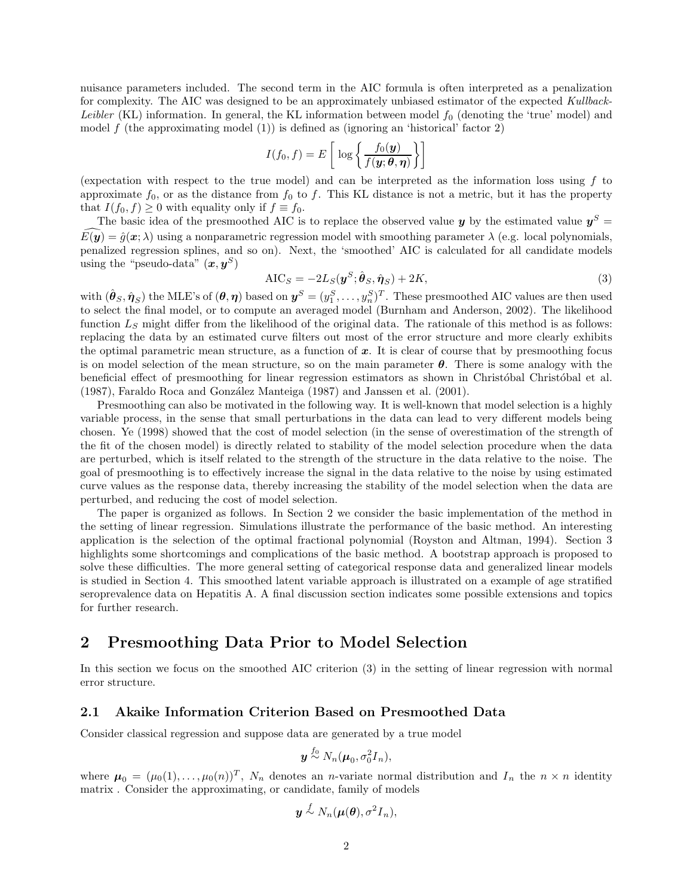nuisance parameters included. The second term in the AIC formula is often interpreted as a penalization for complexity. The AIC was designed to be an approximately unbiased estimator of the expected *Kullback-Leibler* (KL) information. In general, the KL information between model $f_0$ (denoting the 'true' model) and model $f$ (the approximating model (1)) is defined as (ignoring an 'historical' factor 2)

$$I(f_0, f) = E\left[\log\left\{\frac{f_0(\boldsymbol{y})}{f(\boldsymbol{y};\boldsymbol{\theta},\boldsymbol{\eta})}\right\}\right]$$

(expectation with respect to the true model) and can be interpreted as the information loss using $f$ to approximate $f_0$, or as the distance from $f_0$ to $f$. This KL distance is not a metric, but it has the property that $I(f_0, f) \geq 0$ with equality only if $f \equiv f_0$.

The basic idea of the presmoothed AIC is to replace the observed value $\boldsymbol{y}$ by the estimated value $\boldsymbol{y}^S = \widehat{E(\boldsymbol{y})} = \hat{g}(\boldsymbol{x};\lambda)$ using a nonparametric regression model with smoothing parameter $\lambda$ (e.g. local polynomials, penalized regression splines, and so on). Next, the 'smoothed' AIC is calculated for all candidate models using the "pseudo-data" $(\boldsymbol{x}, \boldsymbol{y}^S)$

$$\text{AIC}_S = -2L_S(\boldsymbol{y}^S; \hat{\boldsymbol{\theta}}_S, \hat{\boldsymbol{\eta}}_S) + 2K, \tag{3}$$

with $(\hat{\boldsymbol{\theta}}_S, \hat{\boldsymbol{\eta}}_S)$ the MLE's of $(\boldsymbol{\theta}, \boldsymbol{\eta})$ based on $\boldsymbol{y}^S = (y_1^S, \ldots, y_n^S)^T$. These presmoothed AIC values are then used to select the final model, or to compute an averaged model (Burnham and Anderson, 2002). The likelihood function $L_S$ might differ from the likelihood of the original data. The rationale of this method is as follows: replacing the data by an estimated curve filters out most of the error structure and more clearly exhibits the optimal parametric mean structure, as a function of $\boldsymbol{x}$. It is clear of course that by presmoothing focus is on model selection of the mean structure, so on the main parameter $\boldsymbol{\theta}$. There is some analogy with the beneficial effect of presmoothing for linear regression estimators as shown in Christóbal Christóbal et al. (1987), Faraldo Roca and González Manteiga (1987) and Janssen et al. (2001).

Presmoothing can also be motivated in the following way. It is well-known that model selection is a highly variable process, in the sense that small perturbations in the data can lead to very different models being chosen. Ye (1998) showed that the cost of model selection (in the sense of overestimation of the strength of the fit of the chosen model) is directly related to stability of the model selection procedure when the data are perturbed, which is itself related to the strength of the structure in the data relative to the noise. The goal of presmoothing is to effectively increase the signal in the data relative to the noise by using estimated curve values as the response data, thereby increasing the stability of the model selection when the data are perturbed, and reducing the cost of model selection.

The paper is organized as follows. In Section 2 we consider the basic implementation of the method in the setting of linear regression. Simulations illustrate the performance of the basic method. An interesting application is the selection of the optimal fractional polynomial (Royston and Altman, 1994). Section 3 highlights some shortcomings and complications of the basic method. A bootstrap approach is proposed to solve these difficulties. The more general setting of categorical response data and generalized linear models is studied in Section 4. This smoothed latent variable approach is illustrated on a example of age stratified seroprevalence data on Hepatitis A. A final discussion section indicates some possible extensions and topics for further research.

# 2 Presmoothing Data Prior to Model Selection

In this section we focus on the smoothed AIC criterion (3) in the setting of linear regression with normal error structure.

## 2.1 Akaike Information Criterion Based on Presmoothed Data

Consider classical regression and suppose data are generated by a true model

$$\boldsymbol{y} \overset{f_0}{\sim} N_n(\boldsymbol{\mu}_0, \sigma_0^2 I_n),$$

where $\boldsymbol{\mu}_0 = (\mu_0(1), \ldots, \mu_0(n))^T$, $N_n$ denotes an $n$-variate normal distribution and $I_n$ the $n \times n$ identity matrix . Consider the approximating, or candidate, family of models

$$\boldsymbol{y} \overset{f}{\sim} N_n(\boldsymbol{\mu}(\boldsymbol{\theta}), \sigma^2 I_n),$$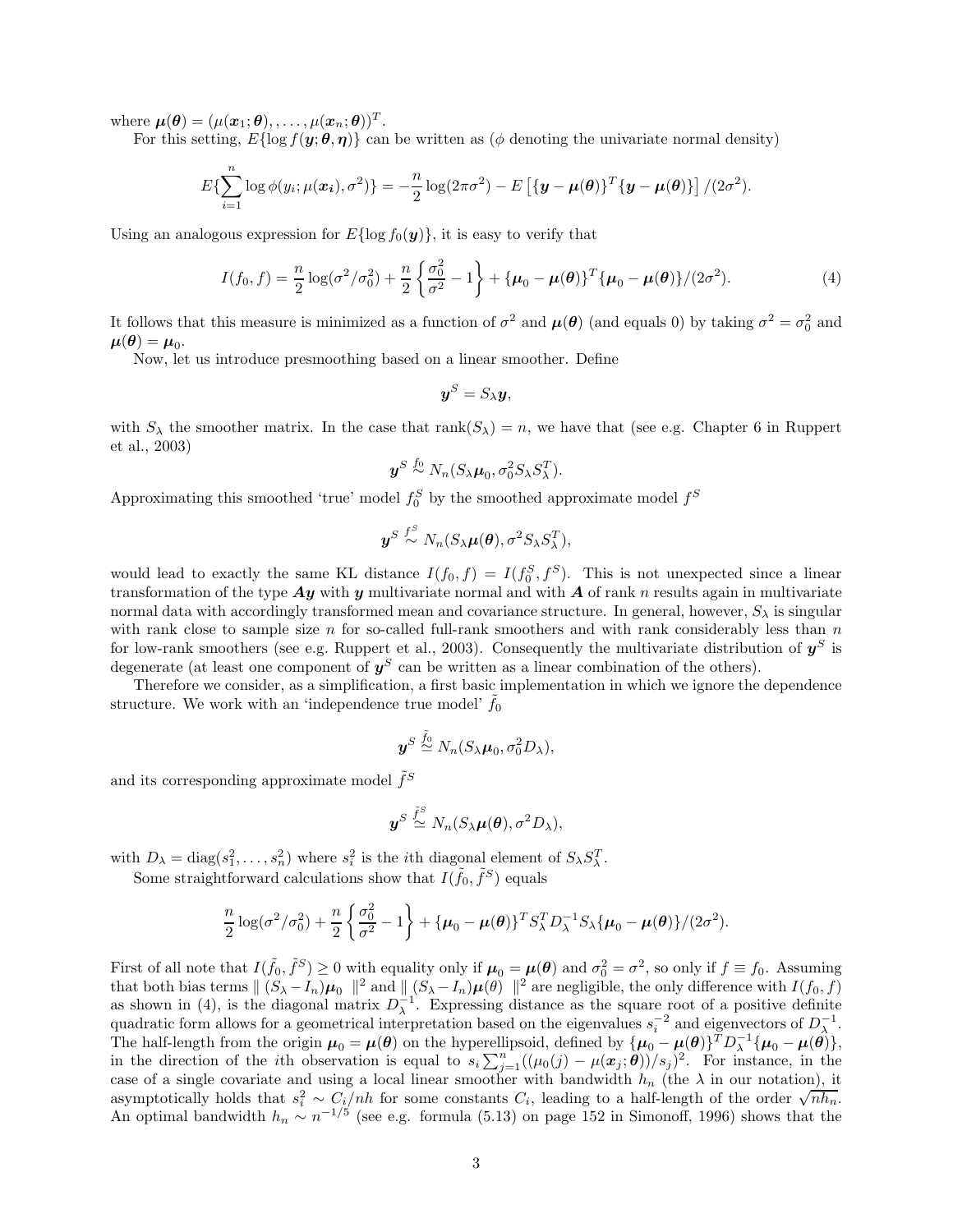where $\boldsymbol{\mu}(\boldsymbol{\theta}) = (\mu(\boldsymbol{x}_1; \boldsymbol{\theta}), , \ldots, \mu(\boldsymbol{x}_n; \boldsymbol{\theta}))^T$.

For this setting, $E\{\log f(\boldsymbol{y}; \boldsymbol{\theta}, \boldsymbol{\eta})\}$ can be written as ($\phi$ denoting the univariate normal density)

$$E\{\sum_{i=1}^{n} \log \phi(y_i; \mu(\boldsymbol{x_i}), \sigma^2)\} = -\frac{n}{2} \log(2\pi\sigma^2) - E\left[\{\boldsymbol{y} - \boldsymbol{\mu}(\boldsymbol{\theta})\}^T \{\boldsymbol{y} - \boldsymbol{\mu}(\boldsymbol{\theta})\}\right] / (2\sigma^2).$$

Using an analogous expression for $E\{\log f_0(\boldsymbol{y})\}$, it is easy to verify that

$$I(f_0, f) = \frac{n}{2} \log(\sigma^2/\sigma_0^2) + \frac{n}{2} \left\{ \frac{\sigma_0^2}{\sigma^2} - 1 \right\} + \{\boldsymbol{\mu}_0 - \boldsymbol{\mu}(\boldsymbol{\theta})\}^T \{\boldsymbol{\mu}_0 - \boldsymbol{\mu}(\boldsymbol{\theta})\}/(2\sigma^2). \tag{4}$$

It follows that this measure is minimized as a function of $\sigma^2$ and $\boldsymbol{\mu}(\boldsymbol{\theta})$ (and equals 0) by taking $\sigma^2 = \sigma_0^2$ and $\boldsymbol{\mu}(\boldsymbol{\theta}) = \boldsymbol{\mu}_0$.

Now, let us introduce presmoothing based on a linear smoother. Define

$$\boldsymbol{y}^S = S_\lambda \boldsymbol{y},$$

with $S_\lambda$ the smoother matrix. In the case that $\text{rank}(S_\lambda) = n$, we have that (see e.g. Chapter 6 in Ruppert et al., 2003)

$$\boldsymbol{y}^S \overset{f_0}{\sim} N_n(S_\lambda \boldsymbol{\mu}_0, \sigma_0^2 S_\lambda S_\lambda^T).$$

Approximating this smoothed 'true' model $f_0^S$ by the smoothed approximate model $f^S$

$$\boldsymbol{y}^S \overset{f^S}{\sim} N_n(S_\lambda \boldsymbol{\mu}(\boldsymbol{\theta}), \sigma^2 S_\lambda S_\lambda^T),$$

would lead to exactly the same KL distance $I(f_0, f) = I(f_0^S, f^S)$. This is not unexpected since a linear transformation of the type $\boldsymbol{A}\boldsymbol{y}$ with $\boldsymbol{y}$ multivariate normal and with $\boldsymbol{A}$ of rank $n$ results again in multivariate normal data with accordingly transformed mean and covariance structure. In general, however, $S_\lambda$ is singular with rank close to sample size $n$ for so-called full-rank smoothers and with rank considerably less than $n$ for low-rank smoothers (see e.g. Ruppert et al., 2003). Consequently the multivariate distribution of $\boldsymbol{y}^S$ is degenerate (at least one component of $\boldsymbol{y}^S$ can be written as a linear combination of the others).

Therefore we consider, as a simplification, a first basic implementation in which we ignore the dependence structure. We work with an 'independence true model' $\tilde{f}_0$

$$\boldsymbol{y}^S \overset{\tilde{f}_0}{\simeq} N_n(S_\lambda \boldsymbol{\mu}_0, \sigma_0^2 D_\lambda),$$

and its corresponding approximate model $\tilde{f}^S$

$$\boldsymbol{y}^S \overset{\tilde{f}^S}{\simeq} N_n(S_\lambda \boldsymbol{\mu}(\boldsymbol{\theta}), \sigma^2 D_\lambda),$$

with $D_\lambda = \text{diag}(s_1^2, \ldots, s_n^2)$ where $s_i^2$ is the $i$th diagonal element of $S_\lambda S_\lambda^T$.

Some straightforward calculations show that $I(\tilde{f}_0, \tilde{f}^S)$ equals

$$\frac{n}{2} \log(\sigma^2/\sigma_0^2) + \frac{n}{2} \left\{ \frac{\sigma_0^2}{\sigma^2} - 1 \right\} + \{\boldsymbol{\mu}_0 - \boldsymbol{\mu}(\boldsymbol{\theta})\}^T S_\lambda^T D_\lambda^{-1} S_\lambda \{\boldsymbol{\mu}_0 - \boldsymbol{\mu}(\boldsymbol{\theta})\}/(2\sigma^2).$$

First of all note that $I(\tilde{f}_0, \tilde{f}^S) \geq 0$ with equality only if $\boldsymbol{\mu}_0 = \boldsymbol{\mu}(\boldsymbol{\theta})$ and $\sigma_0^2 = \sigma^2$, so only if $f \equiv f_0$. Assuming that both bias terms $\parallel (S_\lambda - I_n)\boldsymbol{\mu}_0 \parallel^2$ and $\parallel (S_\lambda - I_n)\boldsymbol{\mu}(\theta) \parallel^2$ are negligible, the only difference with $I(f_0, f)$ as shown in (4), is the diagonal matrix $D_\lambda^{-1}$. Expressing distance as the square root of a positive definite quadratic form allows for a geometrical interpretation based on the eigenvalues $s_i^{-2}$ and eigenvectors of $D_\lambda^{-1}$. The half-length from the origin $\boldsymbol{\mu}_0 = \boldsymbol{\mu}(\boldsymbol{\theta})$ on the hyperellipsoid, defined by $\{\boldsymbol{\mu}_0 - \boldsymbol{\mu}(\boldsymbol{\theta})\}^T D_\lambda^{-1} \{\boldsymbol{\mu}_0 - \boldsymbol{\mu}(\boldsymbol{\theta})\}$, in the direction of the $i$th observation is equal to $s_i \sum_{j=1}^{n} ((\mu_0(j) - \mu(\boldsymbol{x}_j; \boldsymbol{\theta}))/s_j)^2$. For instance, in the case of a single covariate and using a local linear smoother with bandwidth $h_n$ (the $\lambda$ in our notation), it asymptotically holds that $s_i^2 \sim C_i/nh$ for some constants $C_i$, leading to a half-length of the order $\sqrt{nh_n}$. An optimal bandwidth $h_n \sim n^{-1/5}$ (see e.g. formula (5.13) on page 152 in Simonoff, 1996) shows that the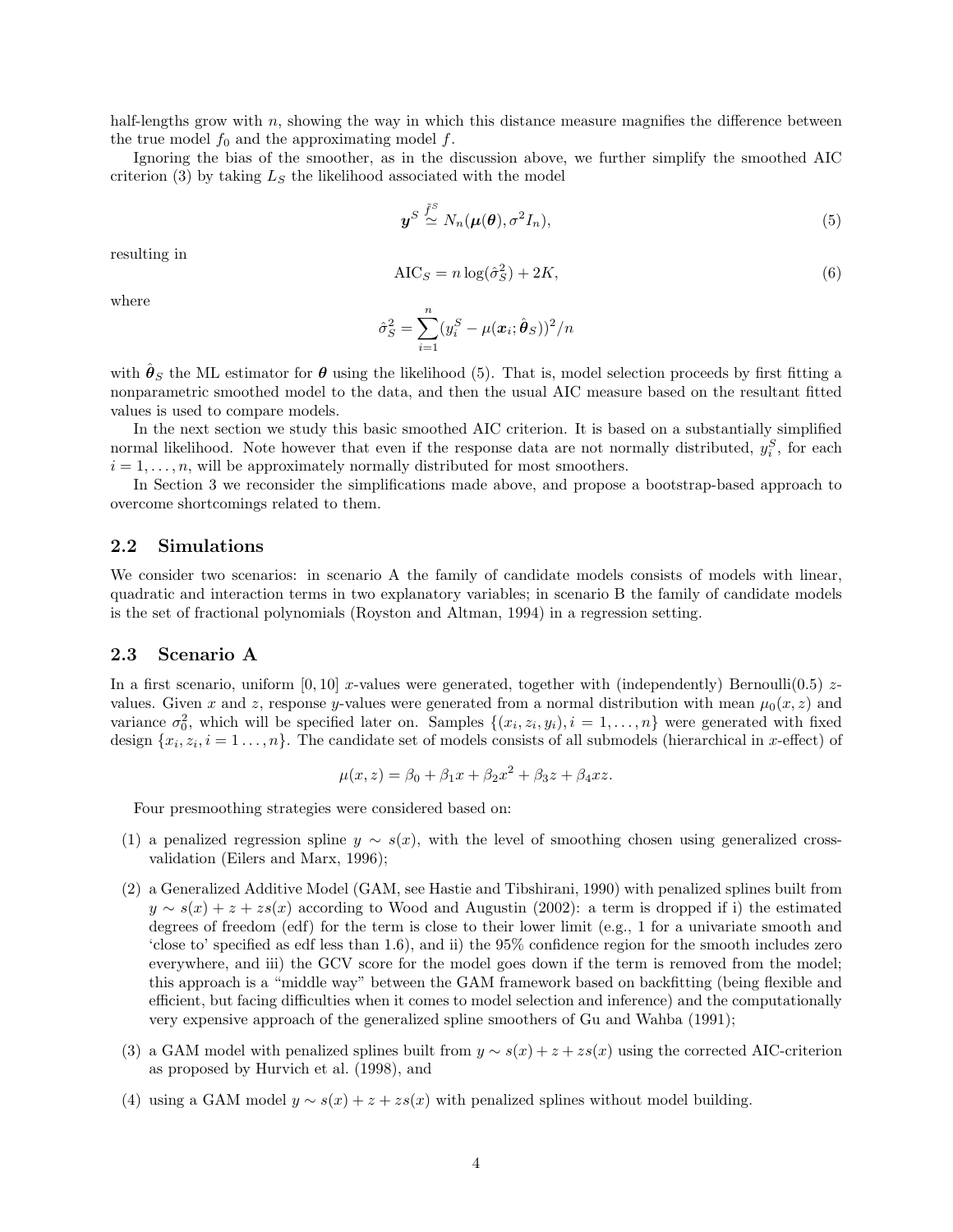half-lengths grow with $n$, showing the way in which this distance measure magnifies the difference between the true model $f_0$ and the approximating model $f$.

Ignoring the bias of the smoother, as in the discussion above, we further simplify the smoothed AIC criterion (3) by taking $L_S$ the likelihood associated with the model

$$\boldsymbol{y}^S \overset{\tilde{f}^S}{\simeq} N_n(\boldsymbol{\mu}(\boldsymbol{\theta}), \sigma^2 I_n), \tag{5}$$

resulting in

$$\text{AIC}_S = n \log(\hat{\sigma}_S^2) + 2K, \tag{6}$$

where

$$\hat{\sigma}_S^2 = \sum_{i=1}^{n} (y_i^S - \mu(\boldsymbol{x}_i; \hat{\boldsymbol{\theta}}_S))^2 / n$$

with $\hat{\boldsymbol{\theta}}_S$ the ML estimator for $\boldsymbol{\theta}$ using the likelihood (5). That is, model selection proceeds by first fitting a nonparametric smoothed model to the data, and then the usual AIC measure based on the resultant fitted values is used to compare models.

In the next section we study this basic smoothed AIC criterion. It is based on a substantially simplified normal likelihood. Note however that even if the response data are not normally distributed, $y_i^S$, for each $i = 1, \ldots, n$, will be approximately normally distributed for most smoothers.

In Section 3 we reconsider the simplifications made above, and propose a bootstrap-based approach to overcome shortcomings related to them.

## 2.2 Simulations

We consider two scenarios: in scenario A the family of candidate models consists of models with linear, quadratic and interaction terms in two explanatory variables; in scenario B the family of candidate models is the set of fractional polynomials (Royston and Altman, 1994) in a regression setting.

## 2.3 Scenario A

In a first scenario, uniform $[0, 10]$ $x$-values were generated, together with (independently) Bernoulli(0.5) $z$-values. Given $x$ and $z$, response $y$-values were generated from a normal distribution with mean $\mu_0(x, z)$ and variance $\sigma_0^2$, which will be specified later on. Samples $\{(x_i, z_i, y_i), i = 1, \ldots, n\}$ were generated with fixed design $\{x_i, z_i, i = 1 \ldots, n\}$. The candidate set of models consists of all submodels (hierarchical in $x$-effect) of

$$\mu(x, z) = \beta_0 + \beta_1 x + \beta_2 x^2 + \beta_3 z + \beta_4 xz.$$

Four presmoothing strategies were considered based on:

(1) a penalized regression spline $y \sim s(x)$, with the level of smoothing chosen using generalized cross-validation (Eilers and Marx, 1996);

(2) a Generalized Additive Model (GAM, see Hastie and Tibshirani, 1990) with penalized splines built from $y \sim s(x) + z + zs(x)$ according to Wood and Augustin (2002): a term is dropped if i) the estimated degrees of freedom (edf) for the term is close to their lower limit (e.g., 1 for a univariate smooth and 'close to' specified as edf less than 1.6), and ii) the 95% confidence region for the smooth includes zero everywhere, and iii) the GCV score for the model goes down if the term is removed from the model; this approach is a "middle way" between the GAM framework based on backfitting (being flexible and efficient, but facing difficulties when it comes to model selection and inference) and the computationally very expensive approach of the generalized spline smoothers of Gu and Wahba (1991);

(3) a GAM model with penalized splines built from $y \sim s(x) + z + zs(x)$ using the corrected AIC-criterion as proposed by Hurvich et al. (1998), and

(4) using a GAM model $y \sim s(x) + z + zs(x)$ with penalized splines without model building.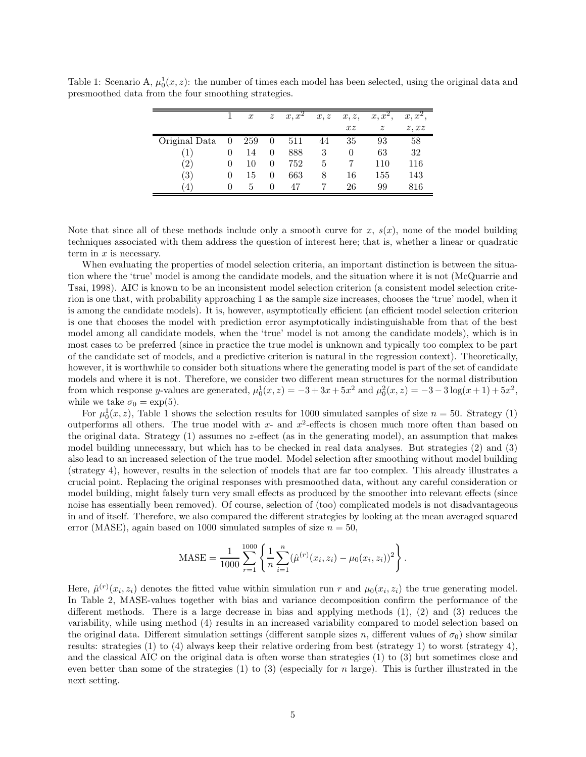Table 1: Scenario A, $\mu_0^1(x,z)$: the number of times each model has been selected, using the original data and presmoothed data from the four smoothing strategies.

| | 1 | $x$ | $z$ | $x, x^2$ | $x, z$ | $x, z,$ $xz$ | $x, x^2,$ $z$ | $x, x^2,$ $z, xz$ |
|---|---|---|---|---|---|---|---|---|
| Original Data | 0 | 259 | 0 | 511 | 44 | 35 | 93 | 58 |
| (1) | 0 | 14 | 0 | 888 | 3 | 0 | 63 | 32 |
| (2) | 0 | 10 | 0 | 752 | 5 | 7 | 110 | 116 |
| (3) | 0 | 15 | 0 | 663 | 8 | 16 | 155 | 143 |
| (4) | 0 | 5 | 0 | 47 | 7 | 26 | 99 | 816 |

Note that since all of these methods include only a smooth curve for $x$, $s(x)$, none of the model building techniques associated with them address the question of interest here; that is, whether a linear or quadratic term in $x$ is necessary.

When evaluating the properties of model selection criteria, an important distinction is between the situation where the 'true' model is among the candidate models, and the situation where it is not (McQuarrie and Tsai, 1998). AIC is known to be an inconsistent model selection criterion (a consistent model selection criterion is one that, with probability approaching 1 as the sample size increases, chooses the 'true' model, when it is among the candidate models). It is, however, asymptotically efficient (an efficient model selection criterion is one that chooses the model with prediction error asymptotically indistinguishable from that of the best model among all candidate models, when the 'true' model is not among the candidate models), which is in most cases to be preferred (since in practice the true model is unknown and typically too complex to be part of the candidate set of models, and a predictive criterion is natural in the regression context). Theoretically, however, it is worthwhile to consider both situations where the generating model is part of the set of candidate models and where it is not. Therefore, we consider two different mean structures for the normal distribution from which response $y$-values are generated, $\mu_0^1(x,z) = -3 + 3x + 5x^2$ and $\mu_0^2(x,z) = -3 - 3\log(x+1) + 5x^2$, while we take $\sigma_0 = \exp(5)$.

For $\mu_0^1(x,z)$, Table 1 shows the selection results for 1000 simulated samples of size $n = 50$. Strategy (1) outperforms all others. The true model with $x$- and $x^2$-effects is chosen much more often than based on the original data. Strategy (1) assumes no $z$-effect (as in the generating model), an assumption that makes model building unnecessary, but which has to be checked in real data analyses. But strategies (2) and (3) also lead to an increased selection of the true model. Model selection after smoothing without model building (strategy 4), however, results in the selection of models that are far too complex. This already illustrates a crucial point. Replacing the original responses with presmoothed data, without any careful consideration or model building, might falsely turn very small effects as produced by the smoother into relevant effects (since noise has essentially been removed). Of course, selection of (too) complicated models is not disadvantageous in and of itself. Therefore, we also compared the different strategies by looking at the mean averaged squared error (MASE), again based on 1000 simulated samples of size $n = 50$,

$$\text{MASE} = \frac{1}{1000}\sum_{r=1}^{1000}\left\{\frac{1}{n}\sum_{i=1}^{n}(\hat{\mu}^{(r)}(x_i,z_i) - \mu_0(x_i,z_i))^2\right\}.$$

Here, $\hat{\mu}^{(r)}(x_i,z_i)$ denotes the fitted value within simulation run $r$ and $\mu_0(x_i,z_i)$ the true generating model. In Table 2, MASE-values together with bias and variance decomposition confirm the performance of the different methods. There is a large decrease in bias and applying methods (1), (2) and (3) reduces the variability, while using method (4) results in an increased variability compared to model selection based on the original data. Different simulation settings (different sample sizes $n$, different values of $\sigma_0$) show similar results: strategies (1) to (4) always keep their relative ordering from best (strategy 1) to worst (strategy 4), and the classical AIC on the original data is often worse than strategies (1) to (3) but sometimes close and even better than some of the strategies (1) to (3) (especially for $n$ large). This is further illustrated in the next setting.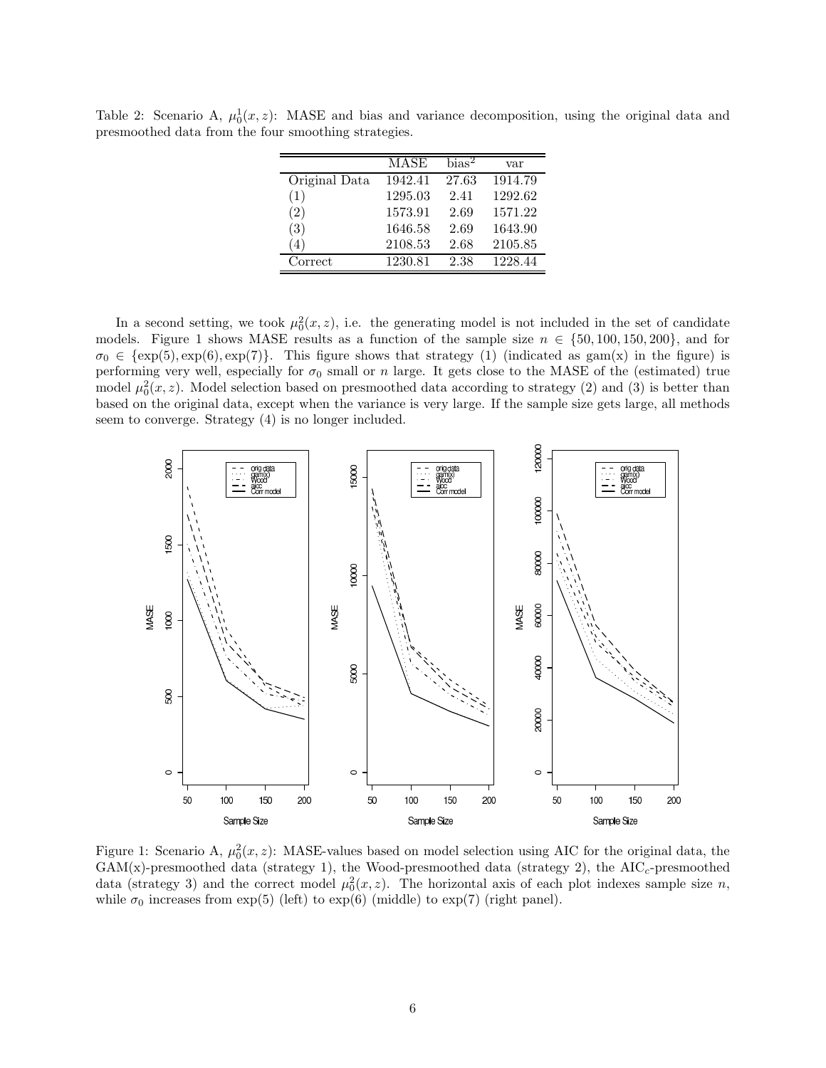Table 2: Scenario A, $\mu_0^1(x,z)$: MASE and bias and variance decomposition, using the original data and presmoothed data from the four smoothing strategies.

| | MASE | bias$^2$ | var |
|---|---|---|---|
| Original Data | 1942.41 | 27.63 | 1914.79 |
| (1) | 1295.03 | 2.41 | 1292.62 |
| (2) | 1573.91 | 2.69 | 1571.22 |
| (3) | 1646.58 | 2.69 | 1643.90 |
| (4) | 2108.53 | 2.68 | 2105.85 |
| Correct | 1230.81 | 2.38 | 1228.44 |

In a second setting, we took $\mu_0^2(x,z)$, i.e. the generating model is not included in the set of candidate models. Figure 1 shows MASE results as a function of the sample size $n \in \{50, 100, 150, 200\}$, and for $\sigma_0 \in \{\exp(5), \exp(6), \exp(7)\}$. This figure shows that strategy (1) (indicated as gam(x) in the figure) is performing very well, especially for $\sigma_0$ small or $n$ large. It gets close to the MASE of the (estimated) true model $\mu_0^2(x,z)$. Model selection based on presmoothed data according to strategy (2) and (3) is better than based on the original data, except when the variance is very large. If the sample size gets large, all methods seem to converge. Strategy (4) is no longer included.

Figure 1: Scenario A, $\mu_0^2(x,z)$: MASE-values based on model selection using AIC for the original data, the GAM(x)-presmoothed data (strategy 1), the Wood-presmoothed data (strategy 2), the AIC$_c$-presmoothed data (strategy 3) and the correct model $\mu_0^2(x,z)$. The horizontal axis of each plot indexes sample size $n$, while $\sigma_0$ increases from exp(5) (left) to exp(6) (middle) to exp(7) (right panel).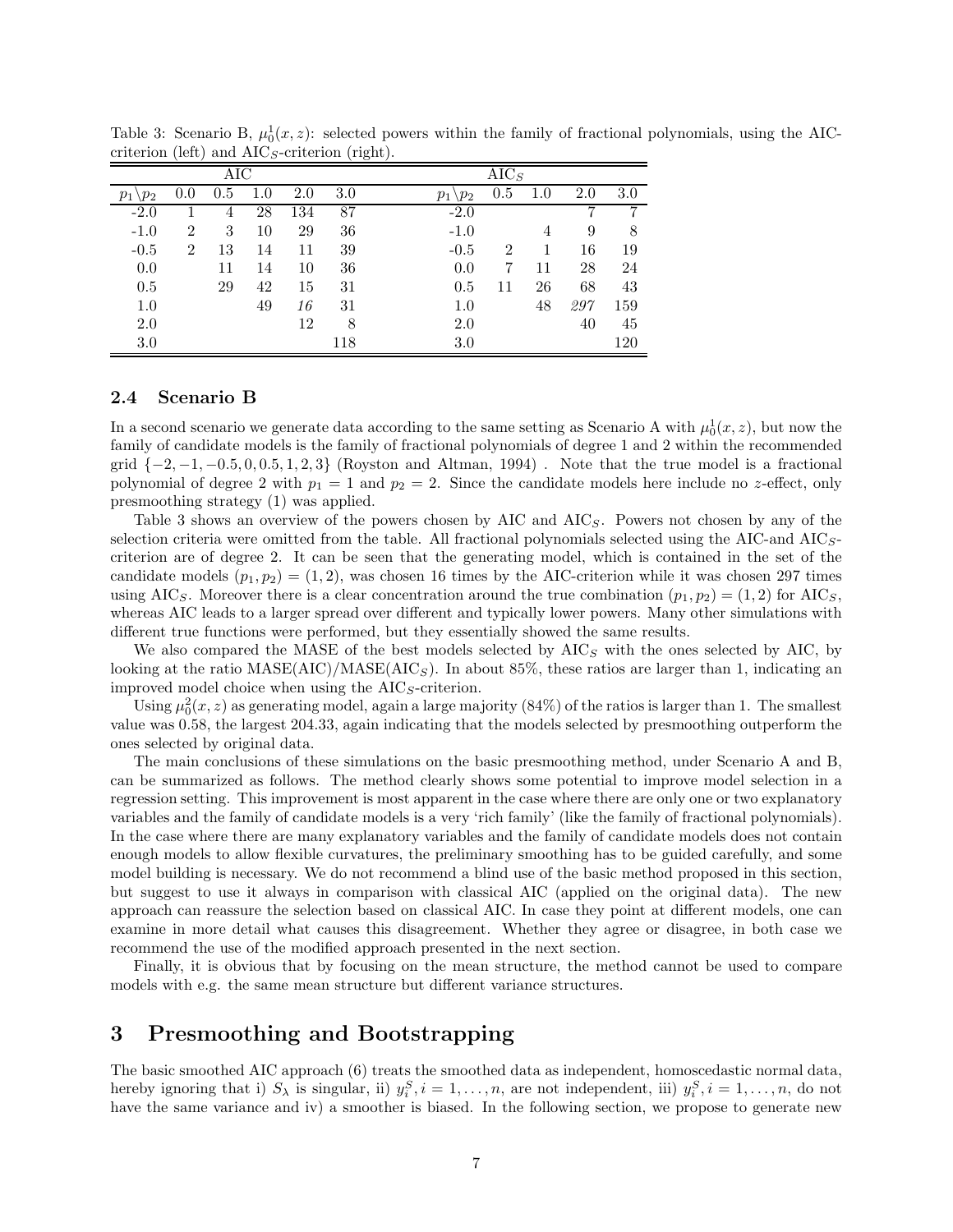Table 3: Scenario B, $\mu_0^1(x, z)$: selected powers within the family of fractional polynomials, using the AIC-criterion (left) and AIC$_S$-criterion (right).

| AIC | | | | | | AIC$_S$ | | | | |
|---|---|---|---|---|---|---|---|---|---|---|
| $p_1 \backslash p_2$ | 0.0 | 0.5 | 1.0 | 2.0 | 3.0 | $p_1 \backslash p_2$ | 0.5 | 1.0 | 2.0 | 3.0 |
| -2.0 | 1 | 4 | 28 | 134 | 87 | -2.0 | | | 7 | 7 |
| -1.0 | 2 | 3 | 10 | 29 | 36 | -1.0 | | 4 | 9 | 8 |
| -0.5 | 2 | 13 | 14 | 11 | 39 | -0.5 | 2 | 1 | 16 | 19 |
| 0.0 | | 11 | 14 | 10 | 36 | 0.0 | 7 | 11 | 28 | 24 |
| 0.5 | | 29 | 42 | 15 | 31 | 0.5 | 11 | 26 | 68 | 43 |
| 1.0 | | | 49 | *16* | 31 | 1.0 | | 48 | *297* | 159 |
| 2.0 | | | | 12 | 8 | 2.0 | | | 40 | 45 |
| 3.0 | | | | | 118 | 3.0 | | | | 120 |

### 2.4 Scenario B

In a second scenario we generate data according to the same setting as Scenario A with $\mu_0^1(x, z)$, but now the family of candidate models is the family of fractional polynomials of degree 1 and 2 within the recommended grid $\{-2, -1, -0.5, 0, 0.5, 1, 2, 3\}$ (Royston and Altman, 1994) . Note that the true model is a fractional polynomial of degree 2 with $p_1 = 1$ and $p_2 = 2$. Since the candidate models here include no $z$-effect, only presmoothing strategy (1) was applied.

Table 3 shows an overview of the powers chosen by AIC and AIC$_S$. Powers not chosen by any of the selection criteria were omitted from the table. All fractional polynomials selected using the AIC-and AIC$_S$-criterion are of degree 2. It can be seen that the generating model, which is contained in the set of the candidate models $(p_1, p_2) = (1, 2)$, was chosen 16 times by the AIC-criterion while it was chosen 297 times using AIC$_S$. Moreover there is a clear concentration around the true combination $(p_1, p_2) = (1, 2)$ for AIC$_S$, whereas AIC leads to a larger spread over different and typically lower powers. Many other simulations with different true functions were performed, but they essentially showed the same results.

We also compared the MASE of the best models selected by AIC$_S$ with the ones selected by AIC, by looking at the ratio MASE(AIC)/MASE(AIC$_S$). In about 85%, these ratios are larger than 1, indicating an improved model choice when using the AIC$_S$-criterion.

Using $\mu_0^2(x, z)$ as generating model, again a large majority (84%) of the ratios is larger than 1. The smallest value was 0.58, the largest 204.33, again indicating that the models selected by presmoothing outperform the ones selected by original data.

The main conclusions of these simulations on the basic presmoothing method, under Scenario A and B, can be summarized as follows. The method clearly shows some potential to improve model selection in a regression setting. This improvement is most apparent in the case where there are only one or two explanatory variables and the family of candidate models is a very 'rich family' (like the family of fractional polynomials). In the case where there are many explanatory variables and the family of candidate models does not contain enough models to allow flexible curvatures, the preliminary smoothing has to be guided carefully, and some model building is necessary. We do not recommend a blind use of the basic method proposed in this section, but suggest to use it always in comparison with classical AIC (applied on the original data). The new approach can reassure the selection based on classical AIC. In case they point at different models, one can examine in more detail what causes this disagreement. Whether they agree or disagree, in both case we recommend the use of the modified approach presented in the next section.

Finally, it is obvious that by focusing on the mean structure, the method cannot be used to compare models with e.g. the same mean structure but different variance structures.

# 3 Presmoothing and Bootstrapping

The basic smoothed AIC approach (6) treats the smoothed data as independent, homoscedastic normal data, hereby ignoring that i) $S_\lambda$ is singular, ii) $y_i^S, i = 1, \ldots, n$, are not independent, iii) $y_i^S, i = 1, \ldots, n$, do not have the same variance and iv) a smoother is biased. In the following section, we propose to generate new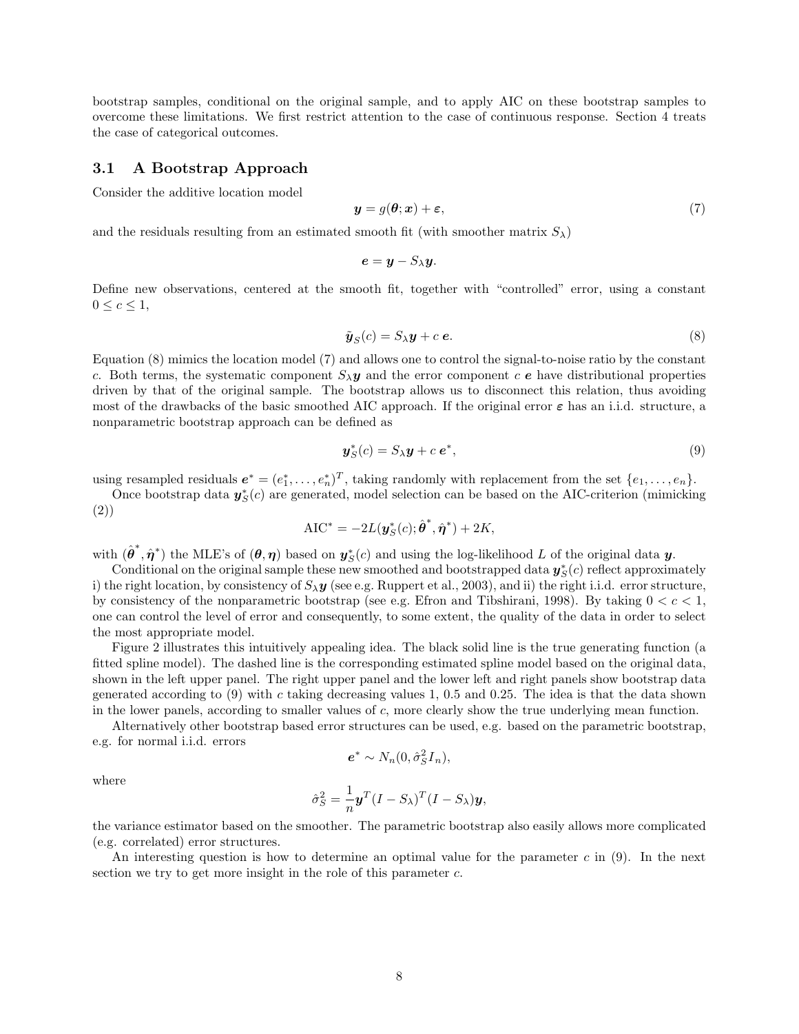bootstrap samples, conditional on the original sample, and to apply AIC on these bootstrap samples to overcome these limitations. We first restrict attention to the case of continuous response. Section 4 treats the case of categorical outcomes.

### 3.1 A Bootstrap Approach

Consider the additive location model

$$\boldsymbol{y} = g(\boldsymbol{\theta}; \boldsymbol{x}) + \boldsymbol{\varepsilon}, \tag{7}$$

and the residuals resulting from an estimated smooth fit (with smoother matrix $S_\lambda$)

$$\boldsymbol{e} = \boldsymbol{y} - S_\lambda \boldsymbol{y}.$$

Define new observations, centered at the smooth fit, together with "controlled" error, using a constant $0 \leq c \leq 1$,

$$\tilde{\boldsymbol{y}}_S(c) = S_\lambda \boldsymbol{y} + c\, \boldsymbol{e}. \tag{8}$$

Equation (8) mimics the location model (7) and allows one to control the signal-to-noise ratio by the constant $c$. Both terms, the systematic component $S_\lambda \boldsymbol{y}$ and the error component $c\, \boldsymbol{e}$ have distributional properties driven by that of the original sample. The bootstrap allows us to disconnect this relation, thus avoiding most of the drawbacks of the basic smoothed AIC approach. If the original error $\boldsymbol{\varepsilon}$ has an i.i.d. structure, a nonparametric bootstrap approach can be defined as

$$\boldsymbol{y}^*_S(c) = S_\lambda \boldsymbol{y} + c\, \boldsymbol{e}^*, \tag{9}$$

using resampled residuals $\boldsymbol{e}^* = (e^*_1, \ldots, e^*_n)^T$, taking randomly with replacement from the set $\{e_1, \ldots, e_n\}$.

Once bootstrap data $\boldsymbol{y}^*_S(c)$ are generated, model selection can be based on the AIC-criterion (mimicking (2))

$$\text{AIC}^* = -2L(\boldsymbol{y}^*_S(c); \hat{\boldsymbol{\theta}}^*, \hat{\boldsymbol{\eta}}^*) + 2K,$$

with $(\hat{\boldsymbol{\theta}}^*, \hat{\boldsymbol{\eta}}^*)$ the MLE's of $(\boldsymbol{\theta}, \boldsymbol{\eta})$ based on $\boldsymbol{y}^*_S(c)$ and using the log-likelihood $L$ of the original data $\boldsymbol{y}$.

Conditional on the original sample these new smoothed and bootstrapped data $\boldsymbol{y}^*_S(c)$ reflect approximately i) the right location, by consistency of $S_\lambda \boldsymbol{y}$ (see e.g. Ruppert et al., 2003), and ii) the right i.i.d. error structure, by consistency of the nonparametric bootstrap (see e.g. Efron and Tibshirani, 1998). By taking $0 < c < 1$, one can control the level of error and consequently, to some extent, the quality of the data in order to select the most appropriate model.

Figure 2 illustrates this intuitively appealing idea. The black solid line is the true generating function (a fitted spline model). The dashed line is the corresponding estimated spline model based on the original data, shown in the left upper panel. The right upper panel and the lower left and right panels show bootstrap data generated according to (9) with $c$ taking decreasing values 1, 0.5 and 0.25. The idea is that the data shown in the lower panels, according to smaller values of $c$, more clearly show the true underlying mean function.

Alternatively other bootstrap based error structures can be used, e.g. based on the parametric bootstrap, e.g. for normal i.i.d. errors

$$\boldsymbol{e}^* \sim N_n(0, \hat{\sigma}^2_S I_n),$$

where

$$\hat{\sigma}^2_S = \frac{1}{n} \boldsymbol{y}^T (I - S_\lambda)^T (I - S_\lambda) \boldsymbol{y},$$

the variance estimator based on the smoother. The parametric bootstrap also easily allows more complicated (e.g. correlated) error structures.

An interesting question is how to determine an optimal value for the parameter $c$ in (9). In the next section we try to get more insight in the role of this parameter $c$.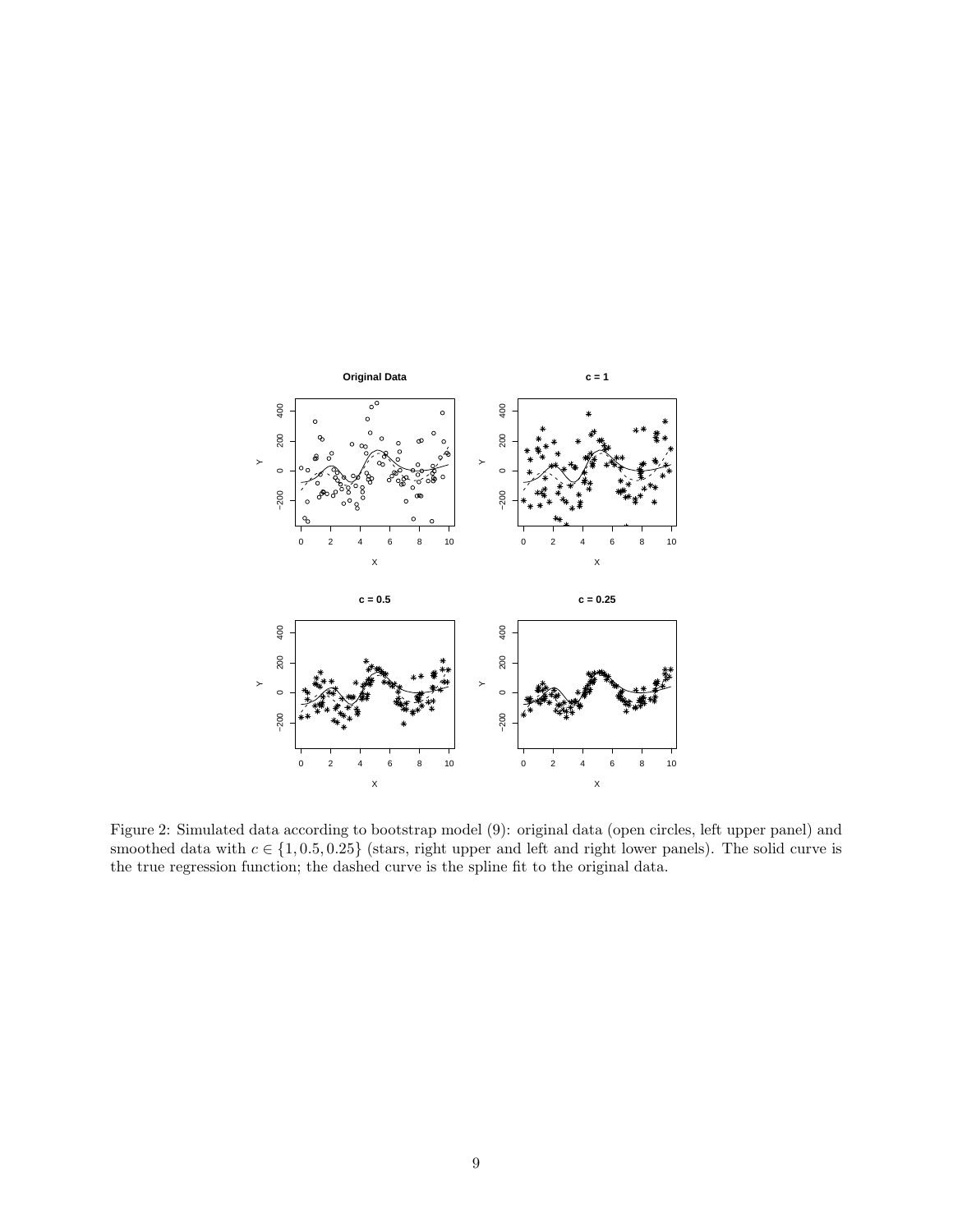Figure 2: Simulated data according to bootstrap model (9): original data (open circles, left upper panel) and smoothed data with $c \in \{1, 0.5, 0.25\}$ (stars, right upper and left and right lower panels). The solid curve is the true regression function; the dashed curve is the spline fit to the original data.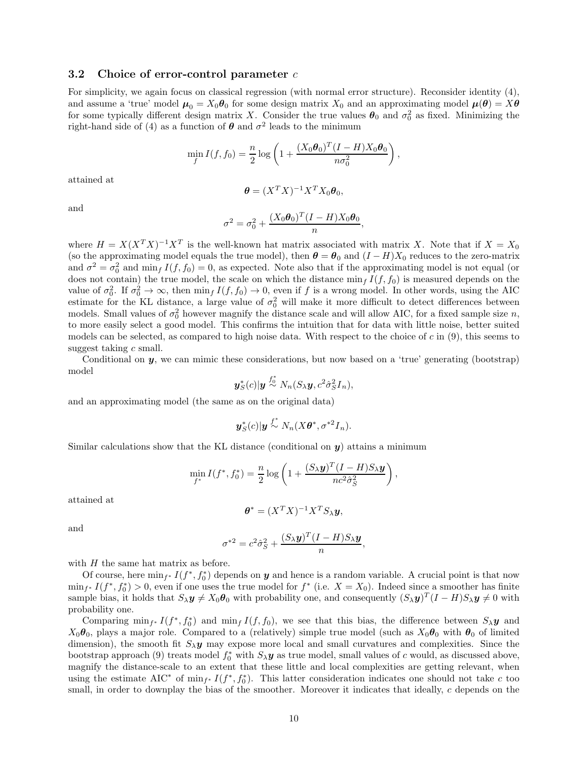### 3.2 Choice of error-control parameter $c$

For simplicity, we again focus on classical regression (with normal error structure). Reconsider identity (4), and assume a 'true' model $\boldsymbol{\mu}_0 = X_0\boldsymbol{\theta}_0$ for some design matrix $X_0$ and an approximating model $\boldsymbol{\mu}(\boldsymbol{\theta}) = X\boldsymbol{\theta}$ for some typically different design matrix $X$. Consider the true values $\boldsymbol{\theta}_0$ and $\sigma_0^2$ as fixed. Minimizing the right-hand side of (4) as a function of $\boldsymbol{\theta}$ and $\sigma^2$ leads to the minimum

$$\min_f I(f, f_0) = \frac{n}{2}\log\left(1 + \frac{(X_0\boldsymbol{\theta}_0)^T(I-H)X_0\boldsymbol{\theta}_0}{n\sigma_0^2}\right),$$

attained at

$$\boldsymbol{\theta} = (X^TX)^{-1}X^TX_0\boldsymbol{\theta}_0,$$

and

$$\sigma^2 = \sigma_0^2 + \frac{(X_0\boldsymbol{\theta}_0)^T(I-H)X_0\boldsymbol{\theta}_0}{n},$$

where $H = X(X^TX)^{-1}X^T$ is the well-known hat matrix associated with matrix $X$. Note that if $X = X_0$ (so the approximating model equals the true model), then $\boldsymbol{\theta} = \boldsymbol{\theta}_0$ and $(I-H)X_0$ reduces to the zero-matrix and $\sigma^2 = \sigma_0^2$ and $\min_f I(f, f_0) = 0$, as expected. Note also that if the approximating model is not equal (or does not contain) the true model, the scale on which the distance $\min_f I(f, f_0)$ is measured depends on the value of $\sigma_0^2$. If $\sigma_0^2 \to \infty$, then $\min_f I(f, f_0) \to 0$, even if $f$ is a wrong model. In other words, using the AIC estimate for the KL distance, a large value of $\sigma_0^2$ will make it more difficult to detect differences between models. Small values of $\sigma_0^2$ however magnify the distance scale and will allow AIC, for a fixed sample size $n$, to more easily select a good model. This confirms the intuition that for data with little noise, better suited models can be selected, as compared to high noise data. With respect to the choice of $c$ in (9), this seems to suggest taking $c$ small.

Conditional on $\boldsymbol{y}$, we can mimic these considerations, but now based on a 'true' generating (bootstrap) model

$$\boldsymbol{y}_S^*(c)|\boldsymbol{y} \overset{f_0^*}{\sim} N_n(S_\lambda\boldsymbol{y}, c^2\hat{\sigma}_S^2 I_n),$$

and an approximating model (the same as on the original data)

$$\boldsymbol{y}_S^*(c)|\boldsymbol{y} \overset{f^*}{\sim} N_n(X\boldsymbol{\theta}^*, \sigma^{*2} I_n).$$

Similar calculations show that the KL distance (conditional on $\boldsymbol{y}$) attains a minimum

$$\min_{f^*} I(f^*, f_0^*) = \frac{n}{2}\log\left(1 + \frac{(S_\lambda\boldsymbol{y})^T(I-H)S_\lambda\boldsymbol{y}}{nc^2\hat{\sigma}_S^2}\right),$$

attained at

$$\boldsymbol{\theta}^* = (X^TX)^{-1}X^TS_\lambda\boldsymbol{y},$$

and

$$\sigma^{*2} = c^2\hat{\sigma}_S^2 + \frac{(S_\lambda\boldsymbol{y})^T(I-H)S_\lambda\boldsymbol{y}}{n},$$

with $H$ the same hat matrix as before.

Of course, here $\min_{f^*} I(f^*, f_0^*)$ depends on $\boldsymbol{y}$ and hence is a random variable. A crucial point is that now $\min_{f^*} I(f^*, f_0^*) > 0$, even if one uses the true model for $f^*$ (i.e. $X = X_0$). Indeed since a smoother has finite sample bias, it holds that $S_\lambda\boldsymbol{y} \neq X_0\boldsymbol{\theta}_0$ with probability one, and consequently $(S_\lambda\boldsymbol{y})^T(I-H)S_\lambda\boldsymbol{y} \neq 0$ with probability one.

Comparing $\min_{f^*} I(f^*, f_0^*)$ and $\min_f I(f, f_0)$, we see that this bias, the difference between $S_\lambda\boldsymbol{y}$ and $X_0\boldsymbol{\theta}_0$, plays a major role. Compared to a (relatively) simple true model (such as $X_0\boldsymbol{\theta}_0$ with $\boldsymbol{\theta}_0$ of limited dimension), the smooth fit $S_\lambda\boldsymbol{y}$ may expose more local and small curvatures and complexities. Since the bootstrap approach (9) treats model $f_0^*$ with $S_\lambda\boldsymbol{y}$ as true model, small values of $c$ would, as discussed above, magnify the distance-scale to an extent that these little and local complexities are getting relevant, when using the estimate AIC$^*$ of $\min_{f^*} I(f^*, f_0^*)$. This latter consideration indicates one should not take $c$ too small, in order to downplay the bias of the smoother. Moreover it indicates that ideally, $c$ depends on the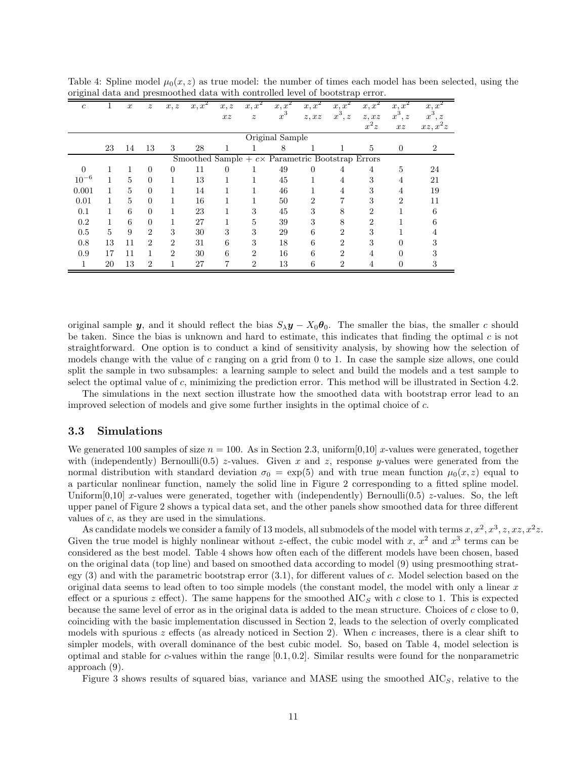Table 4: Spline model $\mu_0(x,z)$ as true model: the number of times each model has been selected, using the original data and presmoothed data with controlled level of bootstrap error.

| $c$ | 1 | $x$ | $z$ | $x,z$ | $x,x^2$ | $x,z$ $xz$ | $x,x^2$ $z$ | $x,x^2$ $x^3$ | $x,x^2$ $z,xz$ | $x,x^2$ $x^3,z$ | $x,x^2$ $z,xz$ $x^2z$ | $x,x^2$ $x^3,z$ $xz$ | $x,x^2$ $x^3,z$ $xz,x^2z$ |
|---|---|---|---|---|---|---|---|---|---|---|---|---|---|
| Original Sample | | | | | | | | | | | | | |
| | 23 | 14 | 13 | 3 | 28 | 1 | 1 | 8 | 1 | 1 | 5 | 0 | 2 |
| Smoothed Sample + $c\times$ Parametric Bootstrap Errors | | | | | | | | | | | | | |
| 0 | 1 | 1 | 0 | 0 | 11 | 0 | 1 | 49 | 0 | 4 | 4 | 5 | 24 |
| $10^{-6}$ | 1 | 5 | 0 | 1 | 13 | 1 | 1 | 45 | 1 | 4 | 3 | 4 | 21 |
| 0.001 | 1 | 5 | 0 | 1 | 14 | 1 | 1 | 46 | 1 | 4 | 3 | 4 | 19 |
| 0.01 | 1 | 5 | 0 | 1 | 16 | 1 | 1 | 50 | 2 | 7 | 3 | 2 | 11 |
| 0.1 | 1 | 6 | 0 | 1 | 23 | 1 | 3 | 45 | 3 | 8 | 2 | 1 | 6 |
| 0.2 | 1 | 6 | 0 | 1 | 27 | 1 | 5 | 39 | 3 | 8 | 2 | 1 | 6 |
| 0.5 | 5 | 9 | 2 | 3 | 30 | 3 | 3 | 29 | 6 | 2 | 3 | 1 | 4 |
| 0.8 | 13 | 11 | 2 | 2 | 31 | 6 | 3 | 18 | 6 | 2 | 3 | 0 | 3 |
| 0.9 | 17 | 11 | 1 | 2 | 30 | 6 | 2 | 16 | 6 | 2 | 4 | 0 | 3 |
| 1 | 20 | 13 | 2 | 1 | 27 | 7 | 2 | 13 | 6 | 2 | 4 | 0 | 3 |

original sample $\boldsymbol{y}$, and it should reflect the bias $S_\lambda \boldsymbol{y} - X_0\boldsymbol{\theta}_0$. The smaller the bias, the smaller $c$ should be taken. Since the bias is unknown and hard to estimate, this indicates that finding the optimal $c$ is not straightforward. One option is to conduct a kind of sensitivity analysis, by showing how the selection of models change with the value of $c$ ranging on a grid from 0 to 1. In case the sample size allows, one could split the sample in two subsamples: a learning sample to select and build the models and a test sample to select the optimal value of $c$, minimizing the prediction error. This method will be illustrated in Section 4.2.

The simulations in the next section illustrate how the smoothed data with bootstrap error lead to an improved selection of models and give some further insights in the optimal choice of $c$.

### 3.3 Simulations

We generated 100 samples of size $n = 100$. As in Section 2.3, uniform[0,10] $x$-values were generated, together with (independently) Bernoulli(0.5) $z$-values. Given $x$ and $z$, response $y$-values were generated from the normal distribution with standard deviation $\sigma_0 = \exp(5)$ and with true mean function $\mu_0(x,z)$ equal to a particular nonlinear function, namely the solid line in Figure 2 corresponding to a fitted spline model. Uniform[0,10] $x$-values were generated, together with (independently) Bernoulli(0.5) $z$-values. So, the left upper panel of Figure 2 shows a typical data set, and the other panels show smoothed data for three different values of $c$, as they are used in the simulations.

As candidate models we consider a family of 13 models, all submodels of the model with terms $x, x^2, x^3, z, xz, x^2z$. Given the true model is highly nonlinear without $z$-effect, the cubic model with $x$, $x^2$ and $x^3$ terms can be considered as the best model. Table 4 shows how often each of the different models have been chosen, based on the original data (top line) and based on smoothed data according to model (9) using presmoothing strategy (3) and with the parametric bootstrap error (3.1), for different values of $c$. Model selection based on the original data seems to lead often to too simple models (the constant model, the model with only a linear $x$ effect or a spurious $z$ effect). The same happens for the smoothed $\text{AIC}_S$ with $c$ close to 1. This is expected because the same level of error as in the original data is added to the mean structure. Choices of $c$ close to 0, coinciding with the basic implementation discussed in Section 2, leads to the selection of overly complicated models with spurious $z$ effects (as already noticed in Section 2). When $c$ increases, there is a clear shift to simpler models, with overall dominance of the best cubic model. So, based on Table 4, model selection is optimal and stable for $c$-values within the range $[0.1, 0.2]$. Similar results were found for the nonparametric approach (9).

Figure 3 shows results of squared bias, variance and MASE using the smoothed $\text{AIC}_S$, relative to the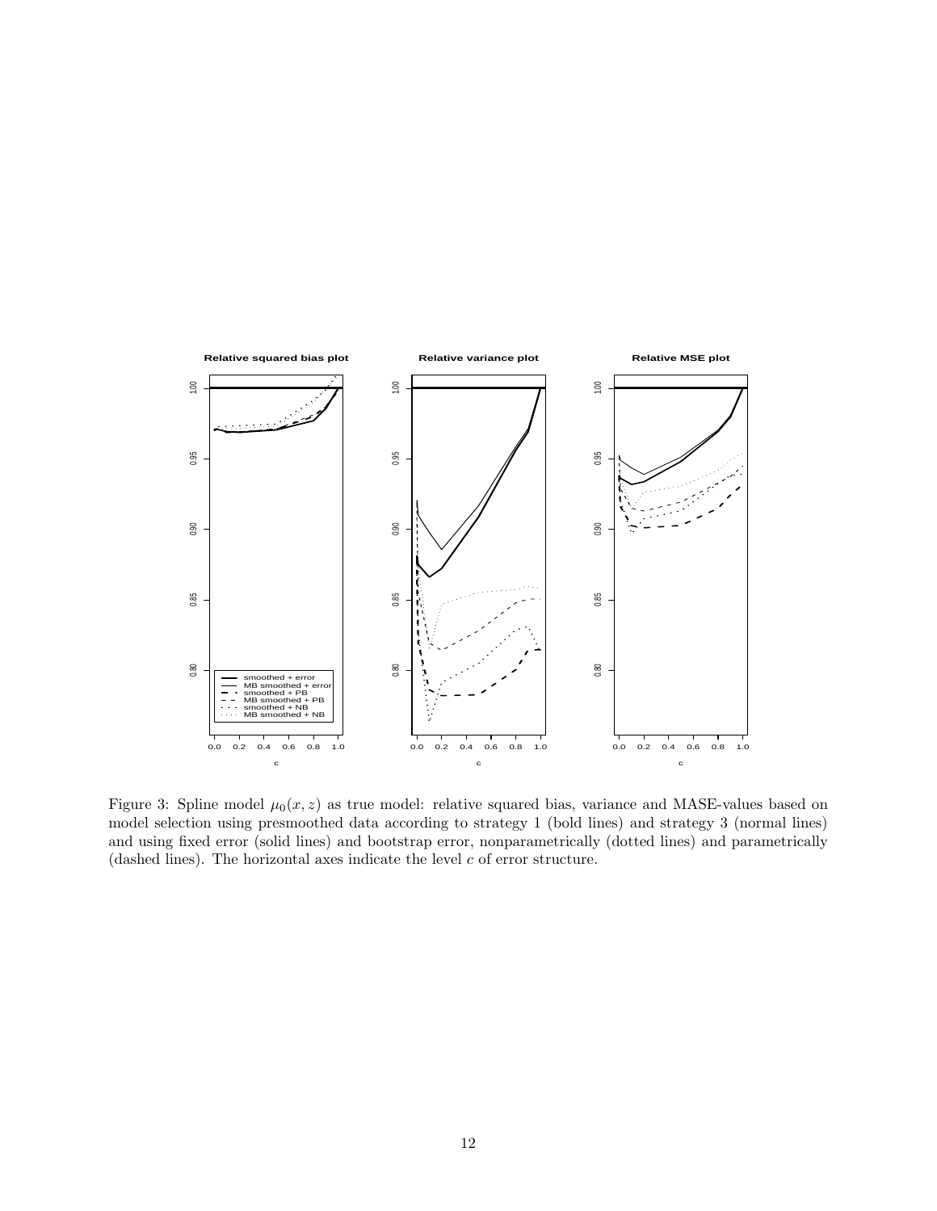Figure 3: Spline model $\mu_0(x, z)$ as true model: relative squared bias, variance and MASE-values based on model selection using presmoothed data according to strategy 1 (bold lines) and strategy 3 (normal lines) and using fixed error (solid lines) and bootstrap error, nonparametrically (dotted lines) and parametrically (dashed lines). The horizontal axes indicate the level $c$ of error structure.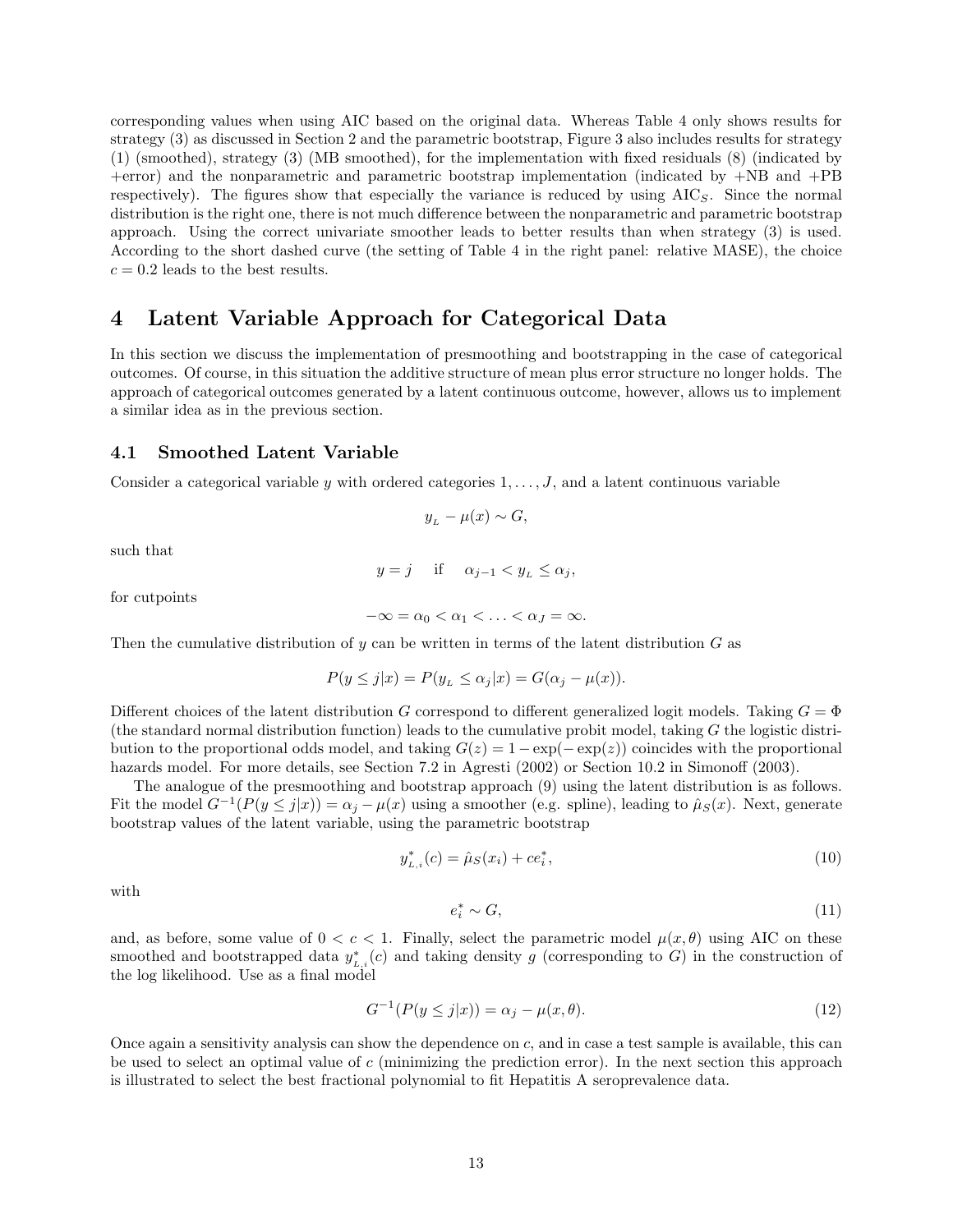corresponding values when using AIC based on the original data. Whereas Table 4 only shows results for strategy (3) as discussed in Section 2 and the parametric bootstrap, Figure 3 also includes results for strategy (1) (smoothed), strategy (3) (MB smoothed), for the implementation with fixed residuals (8) (indicated by +error) and the nonparametric and parametric bootstrap implementation (indicated by +NB and +PB respectively). The figures show that especially the variance is reduced by using $\mathrm{AIC}_S$. Since the normal distribution is the right one, there is not much difference between the nonparametric and parametric bootstrap approach. Using the correct univariate smoother leads to better results than when strategy (3) is used. According to the short dashed curve (the setting of Table 4 in the right panel: relative MASE), the choice $c = 0.2$ leads to the best results.

# 4 Latent Variable Approach for Categorical Data

In this section we discuss the implementation of presmoothing and bootstrapping in the case of categorical outcomes. Of course, in this situation the additive structure of mean plus error structure no longer holds. The approach of categorical outcomes generated by a latent continuous outcome, however, allows us to implement a similar idea as in the previous section.

## 4.1 Smoothed Latent Variable

Consider a categorical variable $y$ with ordered categories $1, \ldots, J$, and a latent continuous variable

$$y_L - \mu(x) \sim G,$$

such that

$$y = j \quad \text{if} \quad \alpha_{j-1} < y_L \leq \alpha_j,$$

for cutpoints

$$-\infty = \alpha_0 < \alpha_1 < \ldots < \alpha_J = \infty.$$

Then the cumulative distribution of $y$ can be written in terms of the latent distribution $G$ as

$$P(y \leq j|x) = P(y_L \leq \alpha_j|x) = G(\alpha_j - \mu(x)).$$

Different choices of the latent distribution $G$ correspond to different generalized logit models. Taking $G = \Phi$ (the standard normal distribution function) leads to the cumulative probit model, taking $G$ the logistic distribution to the proportional odds model, and taking $G(z) = 1 - \exp(-\exp(z))$ coincides with the proportional hazards model. For more details, see Section 7.2 in Agresti (2002) or Section 10.2 in Simonoff (2003).

The analogue of the presmoothing and bootstrap approach (9) using the latent distribution is as follows. Fit the model $G^{-1}(P(y \leq j|x)) = \alpha_j - \mu(x)$ using a smoother (e.g. spline), leading to $\hat{\mu}_S(x)$. Next, generate bootstrap values of the latent variable, using the parametric bootstrap

$$y^*_{L,i}(c) = \hat{\mu}_S(x_i) + ce^*_i, \tag{10}$$

with

$$e^*_i \sim G, \tag{11}$$

and, as before, some value of $0 < c < 1$. Finally, select the parametric model $\mu(x, \theta)$ using AIC on these smoothed and bootstrapped data $y^*_{L,i}(c)$ and taking density $g$ (corresponding to $G$) in the construction of the log likelihood. Use as a final model

$$G^{-1}(P(y \leq j|x)) = \alpha_j - \mu(x, \theta). \tag{12}$$

Once again a sensitivity analysis can show the dependence on $c$, and in case a test sample is available, this can be used to select an optimal value of $c$ (minimizing the prediction error). In the next section this approach is illustrated to select the best fractional polynomial to fit Hepatitis A seroprevalence data.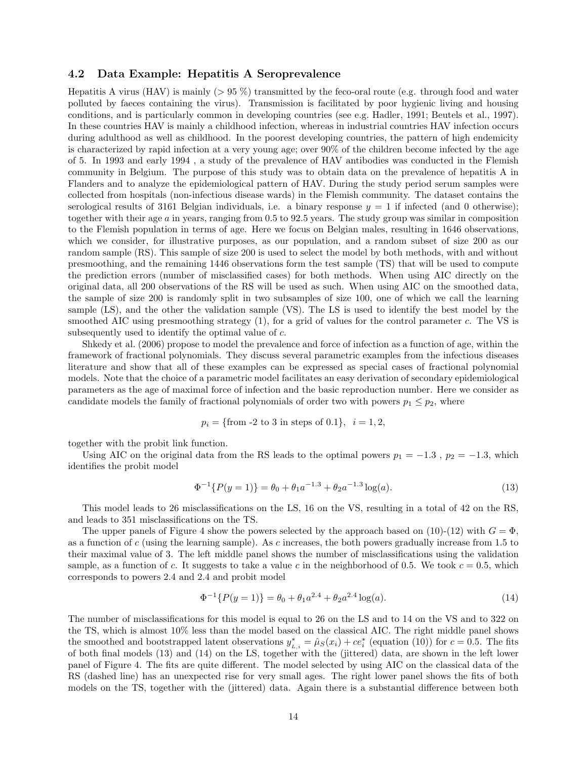### 4.2 Data Example: Hepatitis A Seroprevalence

Hepatitis A virus (HAV) is mainly (> 95 %) transmitted by the feco-oral route (e.g. through food and water polluted by faeces containing the virus). Transmission is facilitated by poor hygienic living and housing conditions, and is particularly common in developing countries (see e.g. Hadler, 1991; Beutels et al., 1997). In these countries HAV is mainly a childhood infection, whereas in industrial countries HAV infection occurs during adulthood as well as childhood. In the poorest developing countries, the pattern of high endemicity is characterized by rapid infection at a very young age; over 90% of the children become infected by the age of 5. In 1993 and early 1994 , a study of the prevalence of HAV antibodies was conducted in the Flemish community in Belgium. The purpose of this study was to obtain data on the prevalence of hepatitis A in Flanders and to analyze the epidemiological pattern of HAV. During the study period serum samples were collected from hospitals (non-infectious disease wards) in the Flemish community. The dataset contains the serological results of 3161 Belgian individuals, i.e. a binary response $y = 1$ if infected (and 0 otherwise); together with their age $a$ in years, ranging from 0.5 to 92.5 years. The study group was similar in composition to the Flemish population in terms of age. Here we focus on Belgian males, resulting in 1646 observations, which we consider, for illustrative purposes, as our population, and a random subset of size 200 as our random sample (RS). This sample of size 200 is used to select the model by both methods, with and without presmoothing, and the remaining 1446 observations form the test sample (TS) that will be used to compute the prediction errors (number of misclassified cases) for both methods. When using AIC directly on the original data, all 200 observations of the RS will be used as such. When using AIC on the smoothed data, the sample of size 200 is randomly split in two subsamples of size 100, one of which we call the learning sample (LS), and the other the validation sample (VS). The LS is used to identify the best model by the smoothed AIC using presmoothing strategy (1), for a grid of values for the control parameter $c$. The VS is subsequently used to identify the optimal value of $c$.

Shkedy et al. (2006) propose to model the prevalence and force of infection as a function of age, within the framework of fractional polynomials. They discuss several parametric examples from the infectious diseases literature and show that all of these examples can be expressed as special cases of fractional polynomial models. Note that the choice of a parametric model facilitates an easy derivation of secondary epidemiological parameters as the age of maximal force of infection and the basic reproduction number. Here we consider as candidate models the family of fractional polynomials of order two with powers $p_1 \leq p_2$, where

$$p_i = \{\text{from -2 to 3 in steps of 0.1}\}, \quad i = 1, 2,$$

together with the probit link function.

Using AIC on the original data from the RS leads to the optimal powers $p_1 = -1.3$ , $p_2 = -1.3$, which identifies the probit model

$$\Phi^{-1}\{P(y = 1)\} = \theta_0 + \theta_1 a^{-1.3} + \theta_2 a^{-1.3} \log(a). \tag{13}$$

This model leads to 26 misclassifications on the LS, 16 on the VS, resulting in a total of 42 on the RS, and leads to 351 misclassifications on the TS.

The upper panels of Figure 4 show the powers selected by the approach based on (10)-(12) with $G = \Phi$, as a function of $c$ (using the learning sample). As $c$ increases, the both powers gradually increase from 1.5 to their maximal value of 3. The left middle panel shows the number of misclassifications using the validation sample, as a function of $c$. It suggests to take a value $c$ in the neighborhood of 0.5. We took $c = 0.5$, which corresponds to powers 2.4 and 2.4 and probit model

$$\Phi^{-1}\{P(y = 1)\} = \theta_0 + \theta_1 a^{2.4} + \theta_2 a^{2.4} \log(a). \tag{14}$$

The number of misclassifications for this model is equal to 26 on the LS and to 14 on the VS and to 322 on the TS, which is almost 10% less than the model based on the classical AIC. The right middle panel shows the smoothed and bootstrapped latent observations $y^*_{L,i} = \hat{\mu}_S(x_i) + ce^*_i$ (equation (10)) for $c = 0.5$. The fits of both final models (13) and (14) on the LS, together with the (jittered) data, are shown in the left lower panel of Figure 4. The fits are quite different. The model selected by using AIC on the classical data of the RS (dashed line) has an unexpected rise for very small ages. The right lower panel shows the fits of both models on the TS, together with the (jittered) data. Again there is a substantial difference between both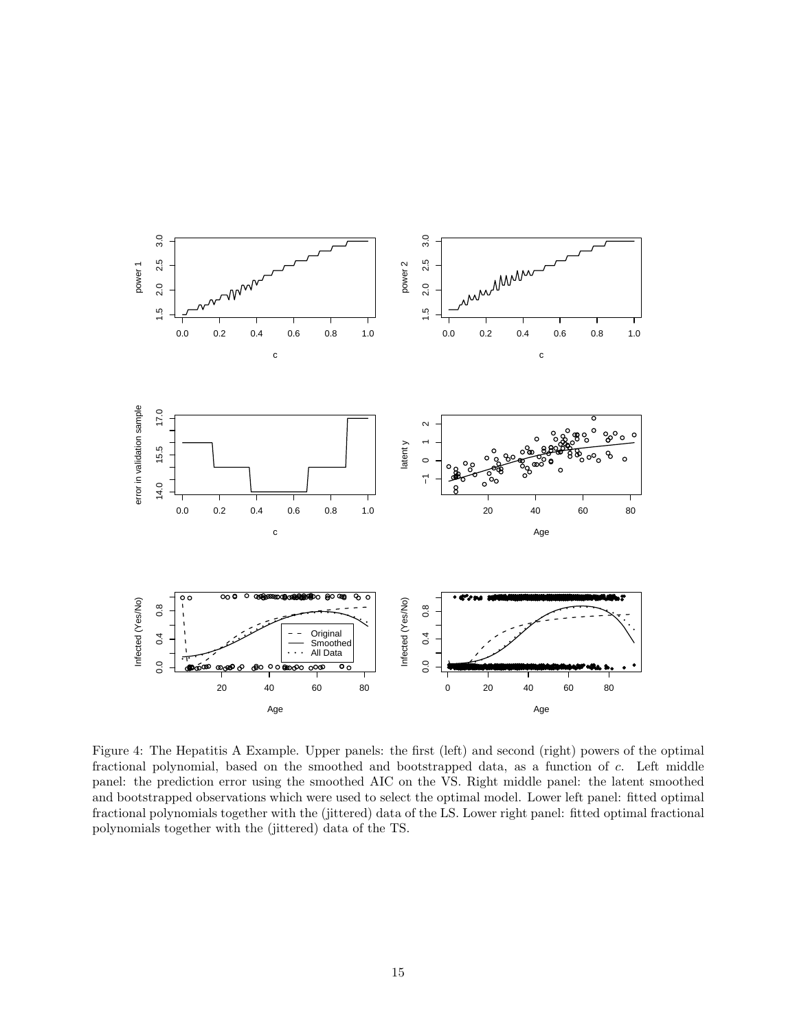Figure 4: The Hepatitis A Example. Upper panels: the first (left) and second (right) powers of the optimal fractional polynomial, based on the smoothed and bootstrapped data, as a function of $c$. Left middle panel: the prediction error using the smoothed AIC on the VS. Right middle panel: the latent smoothed and bootstrapped observations which were used to select the optimal model. Lower left panel: fitted optimal fractional polynomials together with the (jittered) data of the LS. Lower right panel: fitted optimal fractional polynomials together with the (jittered) data of the TS.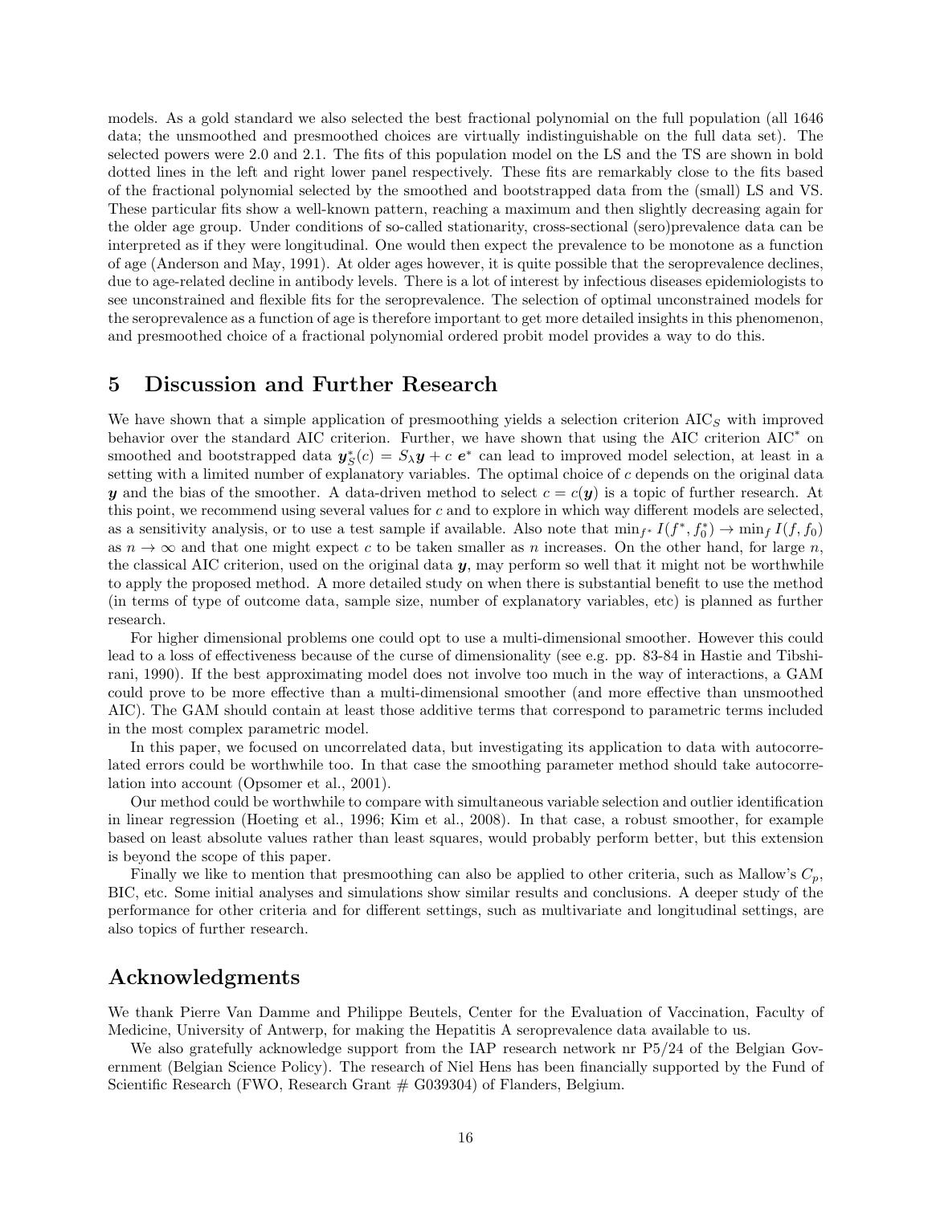models. As a gold standard we also selected the best fractional polynomial on the full population (all 1646 data; the unsmoothed and presmoothed choices are virtually indistinguishable on the full data set). The selected powers were 2.0 and 2.1. The fits of this population model on the LS and the TS are shown in bold dotted lines in the left and right lower panel respectively. These fits are remarkably close to the fits based of the fractional polynomial selected by the smoothed and bootstrapped data from the (small) LS and VS. These particular fits show a well-known pattern, reaching a maximum and then slightly decreasing again for the older age group. Under conditions of so-called stationarity, cross-sectional (sero)prevalence data can be interpreted as if they were longitudinal. One would then expect the prevalence to be monotone as a function of age (Anderson and May, 1991). At older ages however, it is quite possible that the seroprevalence declines, due to age-related decline in antibody levels. There is a lot of interest by infectious diseases epidemiologists to see unconstrained and flexible fits for the seroprevalence. The selection of optimal unconstrained models for the seroprevalence as a function of age is therefore important to get more detailed insights in this phenomenon, and presmoothed choice of a fractional polynomial ordered probit model provides a way to do this.

# 5 Discussion and Further Research

We have shown that a simple application of presmoothing yields a selection criterion $\text{AIC}_S$ with improved behavior over the standard AIC criterion. Further, we have shown that using the AIC criterion $\text{AIC}^*$ on smoothed and bootstrapped data $\boldsymbol{y}_S^*(c) = S_\lambda \boldsymbol{y} + c\ \boldsymbol{e}^*$ can lead to improved model selection, at least in a setting with a limited number of explanatory variables. The optimal choice of $c$ depends on the original data $\boldsymbol{y}$ and the bias of the smoother. A data-driven method to select $c = c(\boldsymbol{y})$ is a topic of further research. At this point, we recommend using several values for $c$ and to explore in which way different models are selected, as a sensitivity analysis, or to use a test sample if available. Also note that $\min_{f^*} I(f^*, f_0^*) \rightarrow \min_f I(f, f_0)$ as $n \rightarrow \infty$ and that one might expect $c$ to be taken smaller as $n$ increases. On the other hand, for large $n$, the classical AIC criterion, used on the original data $\boldsymbol{y}$, may perform so well that it might not be worthwhile to apply the proposed method. A more detailed study on when there is substantial benefit to use the method (in terms of type of outcome data, sample size, number of explanatory variables, etc) is planned as further research.

For higher dimensional problems one could opt to use a multi-dimensional smoother. However this could lead to a loss of effectiveness because of the curse of dimensionality (see e.g. pp. 83-84 in Hastie and Tibshirani, 1990). If the best approximating model does not involve too much in the way of interactions, a GAM could prove to be more effective than a multi-dimensional smoother (and more effective than unsmoothed AIC). The GAM should contain at least those additive terms that correspond to parametric terms included in the most complex parametric model.

In this paper, we focused on uncorrelated data, but investigating its application to data with autocorrelated errors could be worthwhile too. In that case the smoothing parameter method should take autocorrelation into account (Opsomer et al., 2001).

Our method could be worthwhile to compare with simultaneous variable selection and outlier identification in linear regression (Hoeting et al., 1996; Kim et al., 2008). In that case, a robust smoother, for example based on least absolute values rather than least squares, would probably perform better, but this extension is beyond the scope of this paper.

Finally we like to mention that presmoothing can also be applied to other criteria, such as Mallow's $C_p$, BIC, etc. Some initial analyses and simulations show similar results and conclusions. A deeper study of the performance for other criteria and for different settings, such as multivariate and longitudinal settings, are also topics of further research.

# Acknowledgments

We thank Pierre Van Damme and Philippe Beutels, Center for the Evaluation of Vaccination, Faculty of Medicine, University of Antwerp, for making the Hepatitis A seroprevalence data available to us.

We also gratefully acknowledge support from the IAP research network nr P5/24 of the Belgian Government (Belgian Science Policy). The research of Niel Hens has been financially supported by the Fund of Scientific Research (FWO, Research Grant # G039304) of Flanders, Belgium.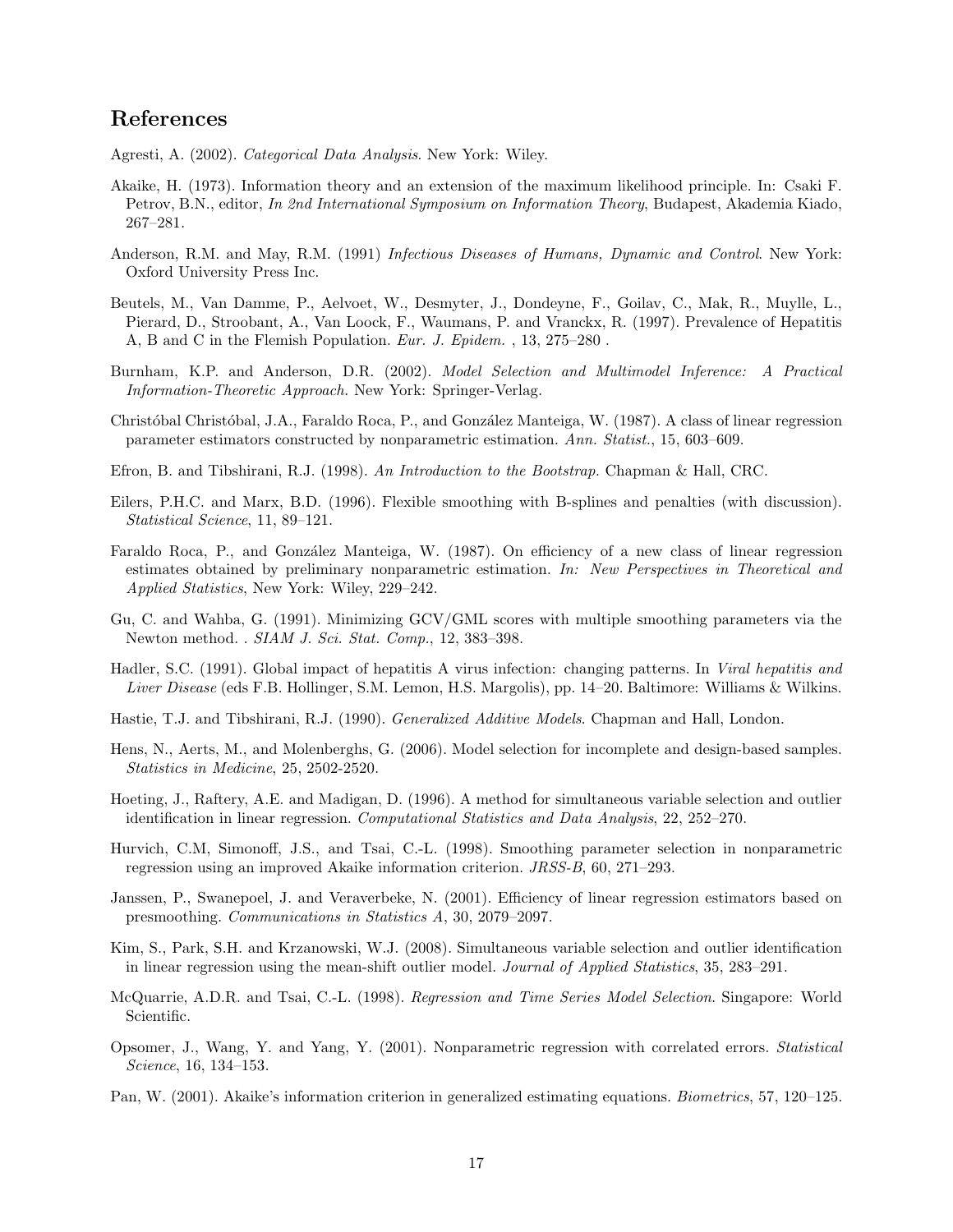## References

Agresti, A. (2002). *Categorical Data Analysis*. New York: Wiley.

Akaike, H. (1973). Information theory and an extension of the maximum likelihood principle. In: Csaki F. Petrov, B.N., editor, *In 2nd International Symposium on Information Theory*, Budapest, Akademia Kiado, 267–281.

Anderson, R.M. and May, R.M. (1991) *Infectious Diseases of Humans, Dynamic and Control*. New York: Oxford University Press Inc.

Beutels, M., Van Damme, P., Aelvoet, W., Desmyter, J., Dondeyne, F., Goilav, C., Mak, R., Muylle, L., Pierard, D., Stroobant, A., Van Loock, F., Waumans, P. and Vranckx, R. (1997). Prevalence of Hepatitis A, B and C in the Flemish Population. *Eur. J. Epidem.* , 13, 275–280 .

Burnham, K.P. and Anderson, D.R. (2002). *Model Selection and Multimodel Inference: A Practical Information-Theoretic Approach.* New York: Springer-Verlag.

Christóbal Christóbal, J.A., Faraldo Roca, P., and González Manteiga, W. (1987). A class of linear regression parameter estimators constructed by nonparametric estimation. *Ann. Statist.*, 15, 603–609.

Efron, B. and Tibshirani, R.J. (1998). *An Introduction to the Bootstrap.* Chapman & Hall, CRC.

Eilers, P.H.C. and Marx, B.D. (1996). Flexible smoothing with B-splines and penalties (with discussion). *Statistical Science*, 11, 89–121.

Faraldo Roca, P., and González Manteiga, W. (1987). On efficiency of a new class of linear regression estimates obtained by preliminary nonparametric estimation. *In: New Perspectives in Theoretical and Applied Statistics*, New York: Wiley, 229–242.

Gu, C. and Wahba, G. (1991). Minimizing GCV/GML scores with multiple smoothing parameters via the Newton method. . *SIAM J. Sci. Stat. Comp.*, 12, 383–398.

Hadler, S.C. (1991). Global impact of hepatitis A virus infection: changing patterns. In *Viral hepatitis and Liver Disease* (eds F.B. Hollinger, S.M. Lemon, H.S. Margolis), pp. 14–20. Baltimore: Williams & Wilkins.

Hastie, T.J. and Tibshirani, R.J. (1990). *Generalized Additive Models*. Chapman and Hall, London.

Hens, N., Aerts, M., and Molenberghs, G. (2006). Model selection for incomplete and design-based samples. *Statistics in Medicine*, 25, 2502-2520.

Hoeting, J., Raftery, A.E. and Madigan, D. (1996). A method for simultaneous variable selection and outlier identification in linear regression. *Computational Statistics and Data Analysis*, 22, 252–270.

Hurvich, C.M, Simonoff, J.S., and Tsai, C.-L. (1998). Smoothing parameter selection in nonparametric regression using an improved Akaike information criterion. *JRSS-B*, 60, 271–293.

Janssen, P., Swanepoel, J. and Veraverbeke, N. (2001). Efficiency of linear regression estimators based on presmoothing. *Communications in Statistics A*, 30, 2079–2097.

Kim, S., Park, S.H. and Krzanowski, W.J. (2008). Simultaneous variable selection and outlier identification in linear regression using the mean-shift outlier model. *Journal of Applied Statistics*, 35, 283–291.

McQuarrie, A.D.R. and Tsai, C.-L. (1998). *Regression and Time Series Model Selection.* Singapore: World Scientific.

Opsomer, J., Wang, Y. and Yang, Y. (2001). Nonparametric regression with correlated errors. *Statistical Science*, 16, 134–153.

Pan, W. (2001). Akaike's information criterion in generalized estimating equations. *Biometrics*, 57, 120–125.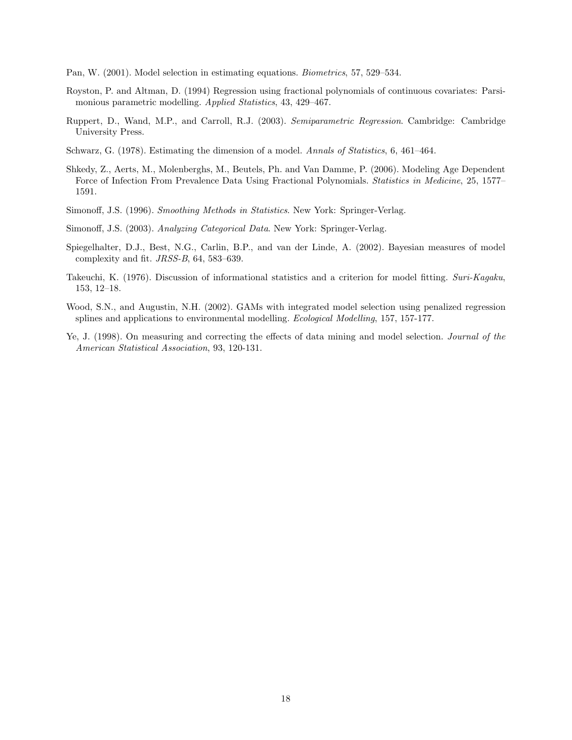Pan, W. (2001). Model selection in estimating equations. *Biometrics*, 57, 529–534.

Royston, P. and Altman, D. (1994) Regression using fractional polynomials of continuous covariates: Parsimonious parametric modelling. *Applied Statistics*, 43, 429–467.

Ruppert, D., Wand, M.P., and Carroll, R.J. (2003). *Semiparametric Regression*. Cambridge: Cambridge University Press.

Schwarz, G. (1978). Estimating the dimension of a model. *Annals of Statistics*, 6, 461–464.

Shkedy, Z., Aerts, M., Molenberghs, M., Beutels, Ph. and Van Damme, P. (2006). Modeling Age Dependent Force of Infection From Prevalence Data Using Fractional Polynomials. *Statistics in Medicine*, 25, 1577–1591.

Simonoff, J.S. (1996). *Smoothing Methods in Statistics*. New York: Springer-Verlag.

Simonoff, J.S. (2003). *Analyzing Categorical Data*. New York: Springer-Verlag.

Spiegelhalter, D.J., Best, N.G., Carlin, B.P., and van der Linde, A. (2002). Bayesian measures of model complexity and fit. *JRSS-B*, 64, 583–639.

Takeuchi, K. (1976). Discussion of informational statistics and a criterion for model fitting. *Suri-Kagaku*, 153, 12–18.

Wood, S.N., and Augustin, N.H. (2002). GAMs with integrated model selection using penalized regression splines and applications to environmental modelling. *Ecological Modelling*, 157, 157-177.

Ye, J. (1998). On measuring and correcting the effects of data mining and model selection. *Journal of the American Statistical Association*, 93, 120-131.